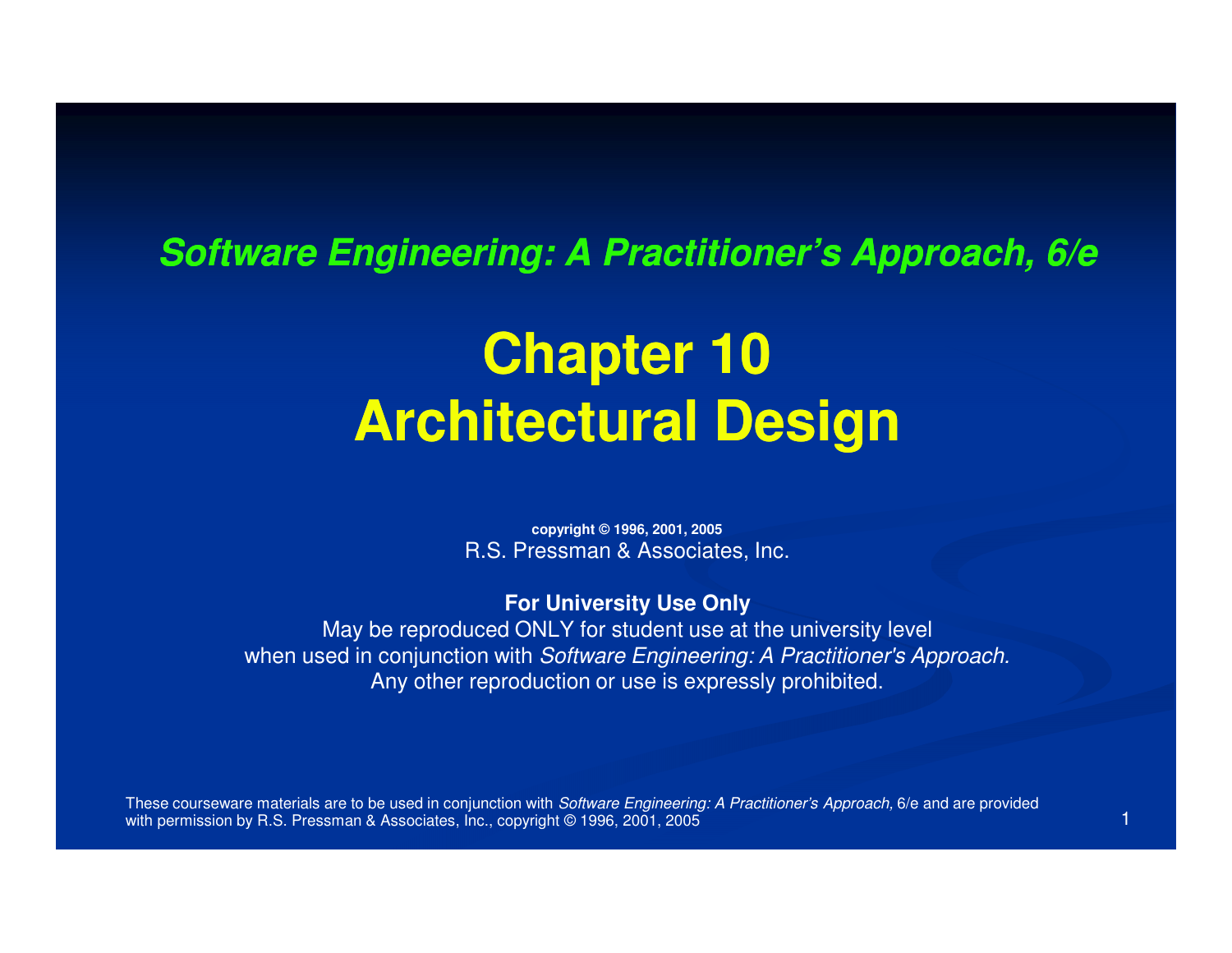***Software Engineering: A Practitioner's Approach, 6/e***

# Chapter 10
# Architectural Design

**copyright © 1996, 2001, 2005**
R.S. Pressman & Associates, Inc.

**For University Use Only**
May be reproduced ONLY for student use at the university level
when used in conjunction with *Software Engineering: A Practitioner's Approach.*
Any other reproduction or use is expressly prohibited.

These courseware materials are to be used in conjunction with *Software Engineering: A Practitioner's Approach,* 6/e and are provided with permission by R.S. Pressman & Associates, Inc., copyright © 1996, 2001, 2005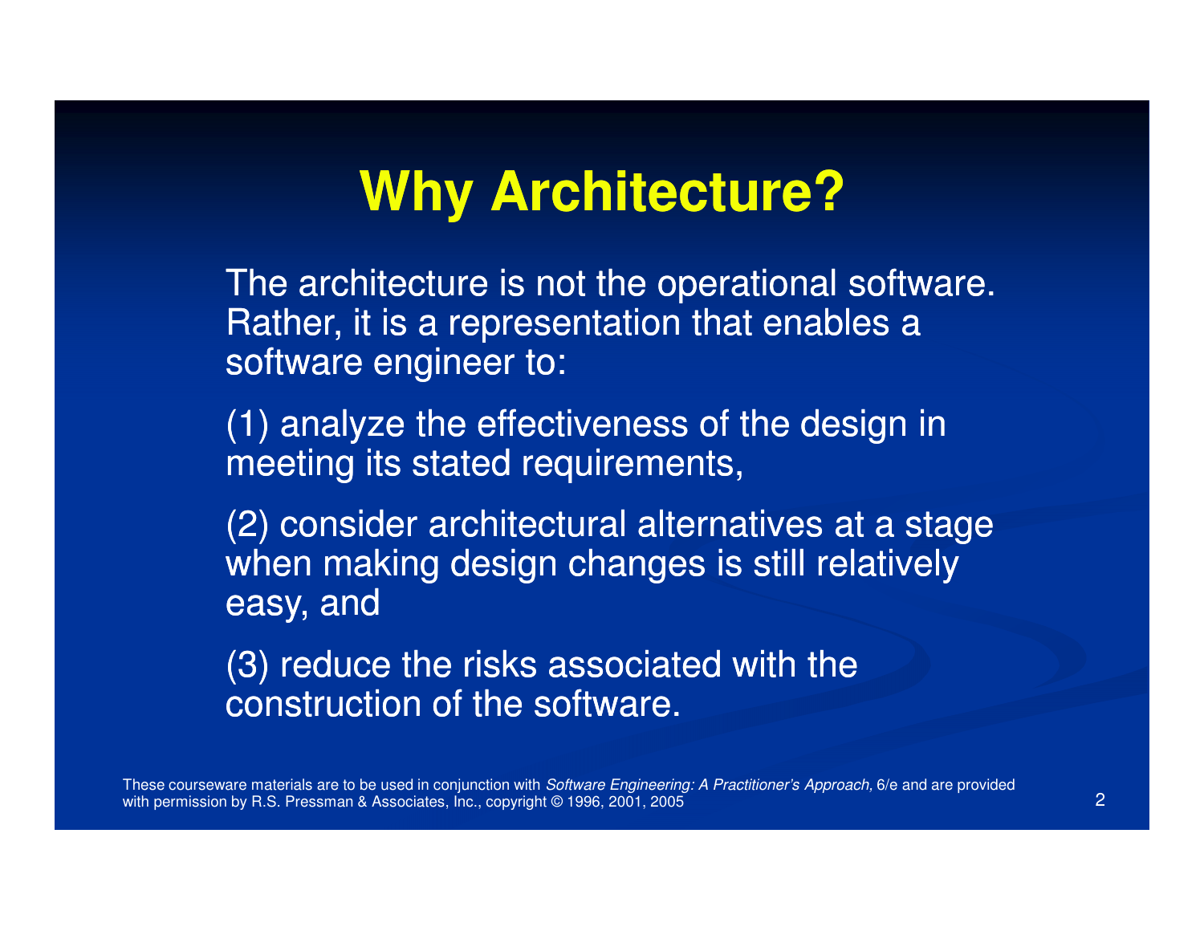# Why Architecture?

The architecture is not the operational software. Rather, it is a representation that enables a software engineer to:

(1) analyze the effectiveness of the design in meeting its stated requirements,

(2) consider architectural alternatives at a stage when making design changes is still relatively easy, and

(3) reduce the risks associated with the construction of the software.

These courseware materials are to be used in conjunction with *Software Engineering: A Practitioner's Approach,* 6/e and are provided with permission by R.S. Pressman & Associates, Inc., copyright © 1996, 2001, 2005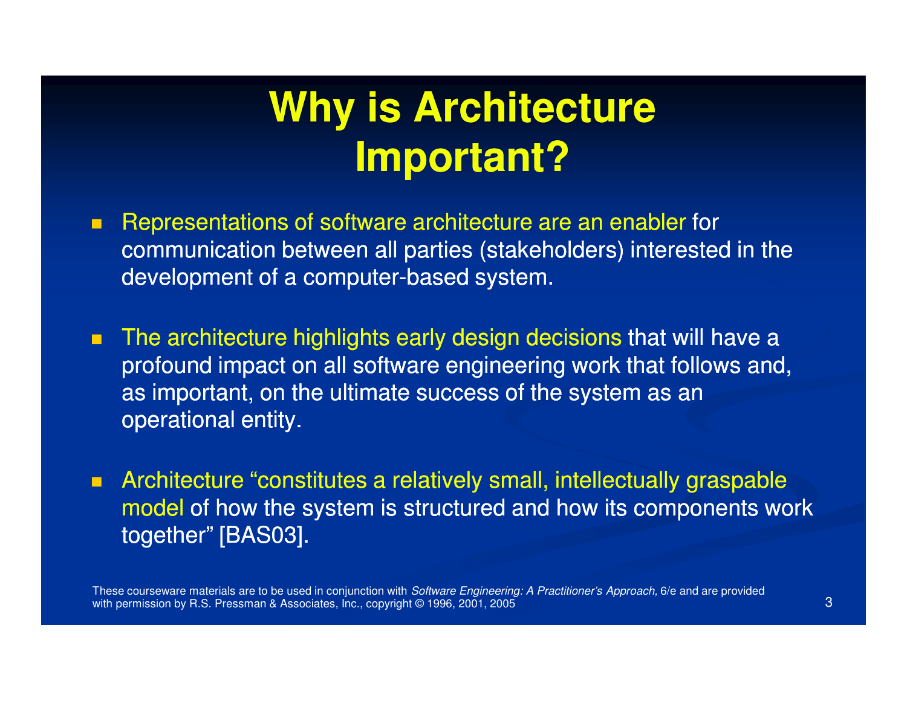# Why is Architecture Important?

- Representations of software architecture are an enabler for communication between all parties (stakeholders) interested in the development of a computer-based system.

- The architecture highlights early design decisions that will have a profound impact on all software engineering work that follows and, as important, on the ultimate success of the system as an operational entity.

- Architecture "constitutes a relatively small, intellectually graspable model of how the system is structured and how its components work together" [BAS03].

These courseware materials are to be used in conjunction with *Software Engineering: A Practitioner's Approach,* 6/e and are provided with permission by R.S. Pressman & Associates, Inc., copyright © 1996, 2001, 2005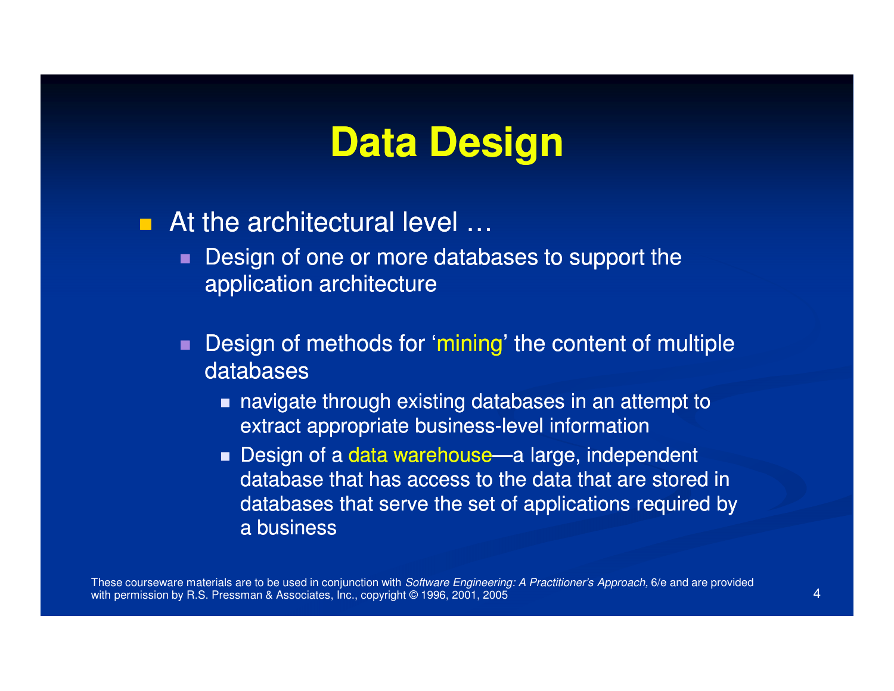# Data Design

- At the architectural level …
  - Design of one or more databases to support the application architecture
  - Design of methods for 'mining' the content of multiple databases
    - navigate through existing databases in an attempt to extract appropriate business-level information
    - Design of a data warehouse—a large, independent database that has access to the data that are stored in databases that serve the set of applications required by a business

These courseware materials are to be used in conjunction with *Software Engineering: A Practitioner's Approach,* 6/e and are provided with permission by R.S. Pressman & Associates, Inc., copyright © 1996, 2001, 2005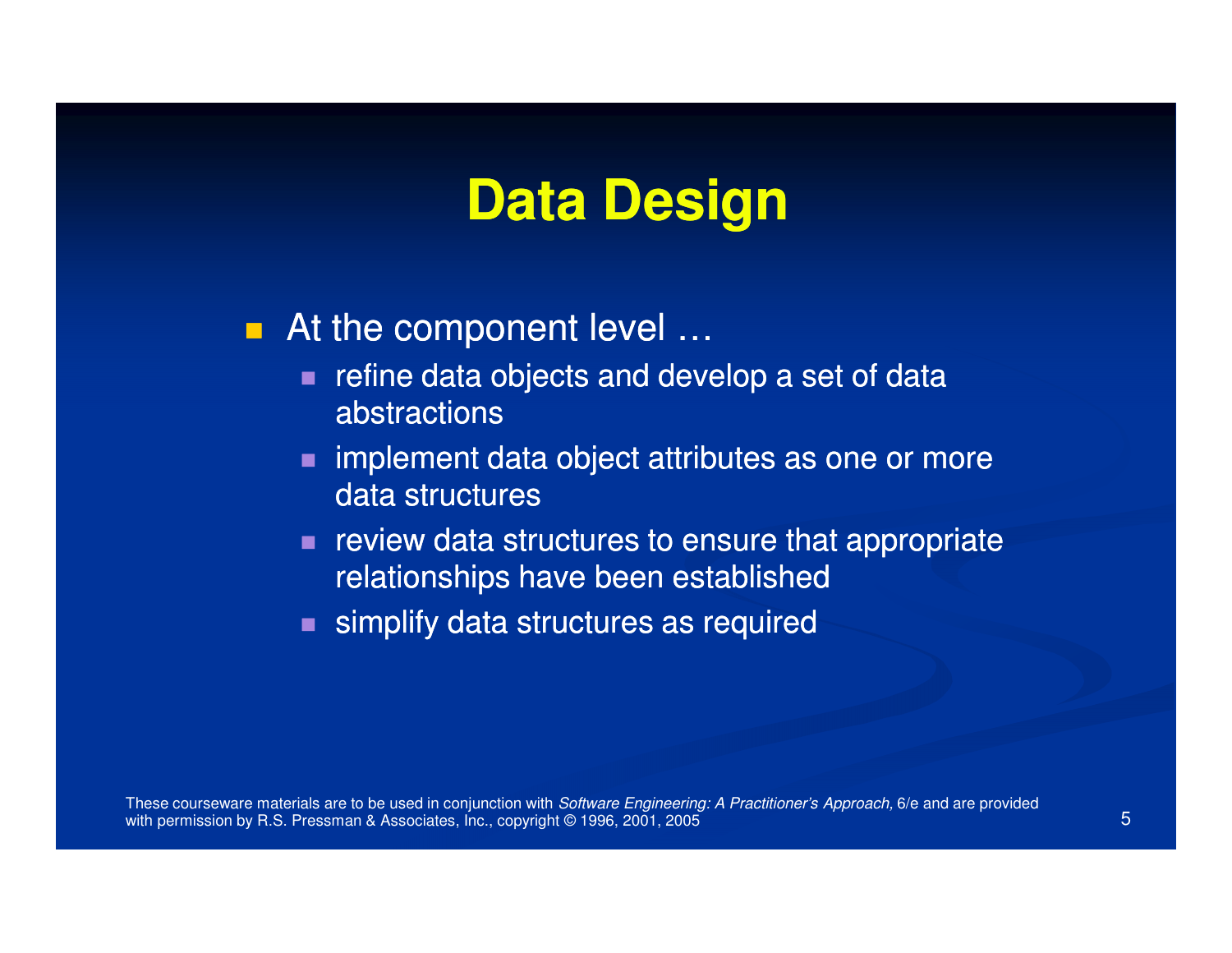# Data Design

- At the component level …
  - refine data objects and develop a set of data abstractions
  - implement data object attributes as one or more data structures
  - review data structures to ensure that appropriate relationships have been established
  - simplify data structures as required

These courseware materials are to be used in conjunction with *Software Engineering: A Practitioner's Approach,* 6/e and are provided with permission by R.S. Pressman & Associates, Inc., copyright © 1996, 2001, 2005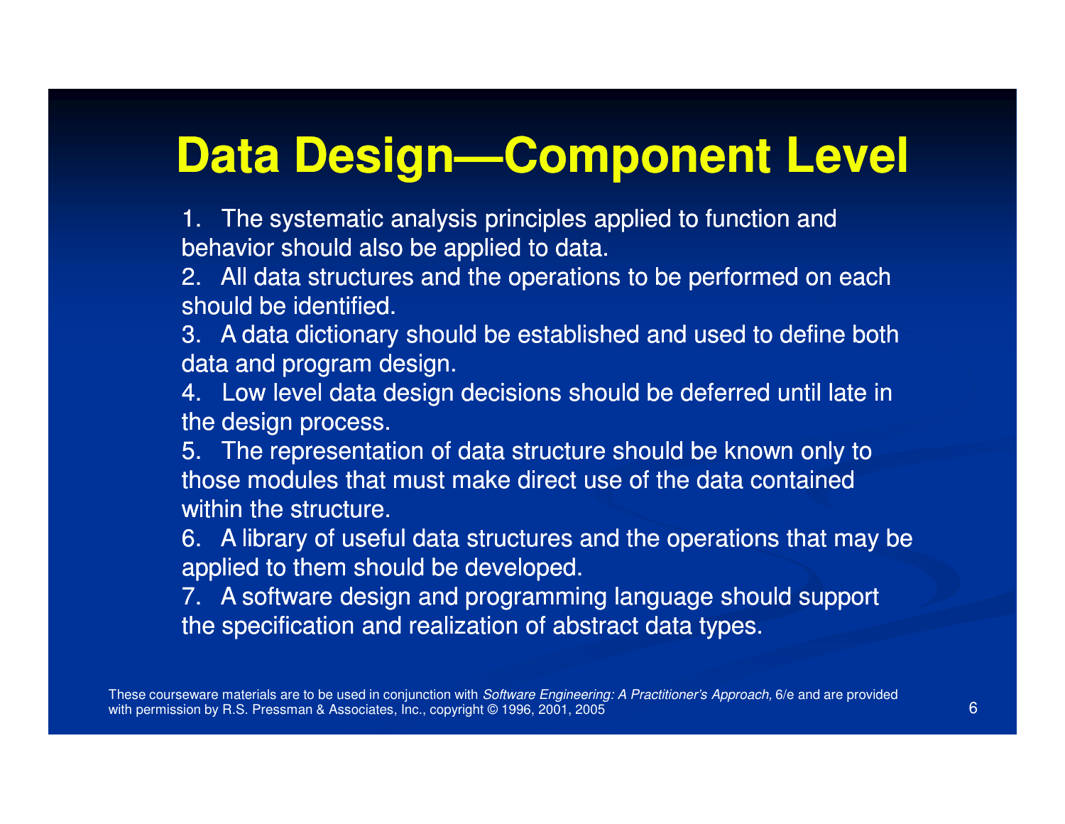# Data Design—Component Level

1. The systematic analysis principles applied to function and behavior should also be applied to data.
2. All data structures and the operations to be performed on each should be identified.
3. A data dictionary should be established and used to define both data and program design.
4. Low level data design decisions should be deferred until late in the design process.
5. The representation of data structure should be known only to those modules that must make direct use of the data contained within the structure.
6. A library of useful data structures and the operations that may be applied to them should be developed.
7. A software design and programming language should support the specification and realization of abstract data types.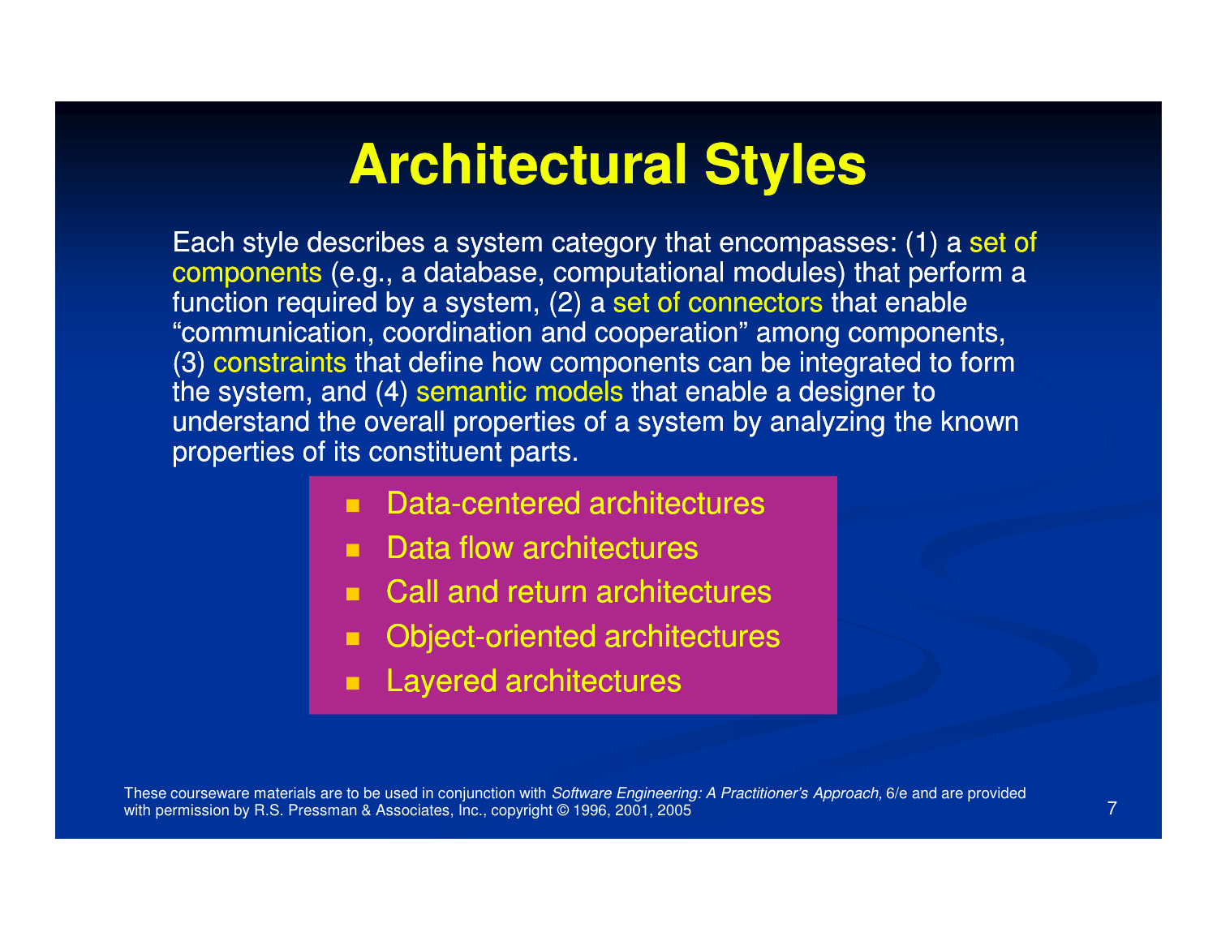# Architectural Styles

Each style describes a system category that encompasses: (1) a set of components (e.g., a database, computational modules) that perform a function required by a system, (2) a set of connectors that enable "communication, coordination and cooperation" among components, (3) constraints that define how components can be integrated to form the system, and (4) semantic models that enable a designer to understand the overall properties of a system by analyzing the known properties of its constituent parts.

- Data-centered architectures
- Data flow architectures
- Call and return architectures
- Object-oriented architectures
- Layered architectures

These courseware materials are to be used in conjunction with *Software Engineering: A Practitioner's Approach,* 6/e and are provided with permission by R.S. Pressman & Associates, Inc., copyright © 1996, 2001, 2005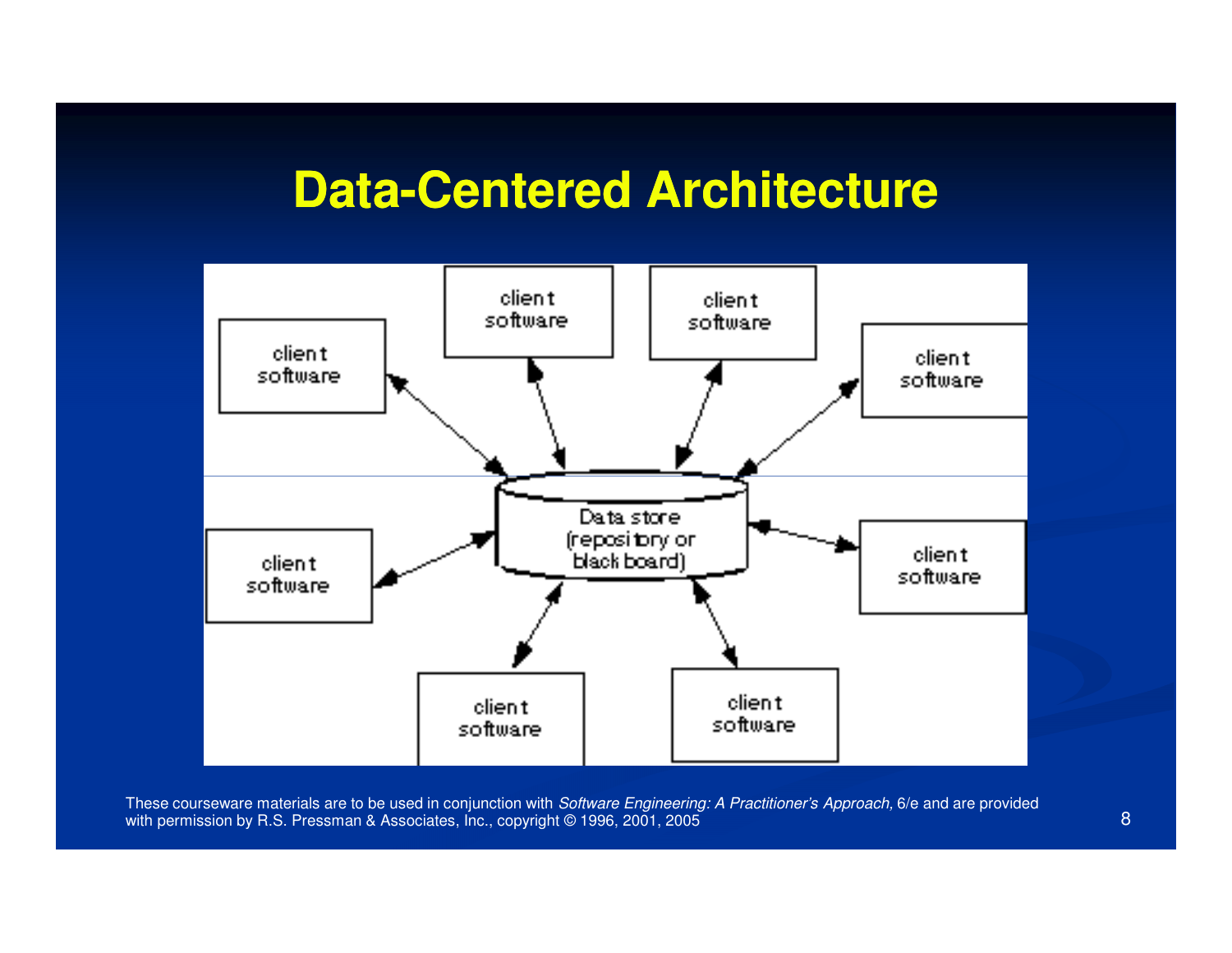# Data-Centered Architecture

client software

client software

client software

client software

client software

Data store (repository or black board)

client software

client software

client software

These courseware materials are to be used in conjunction with *Software Engineering: A Practitioner's Approach,* 6/e and are provided with permission by R.S. Pressman & Associates, Inc., copyright © 1996, 2001, 2005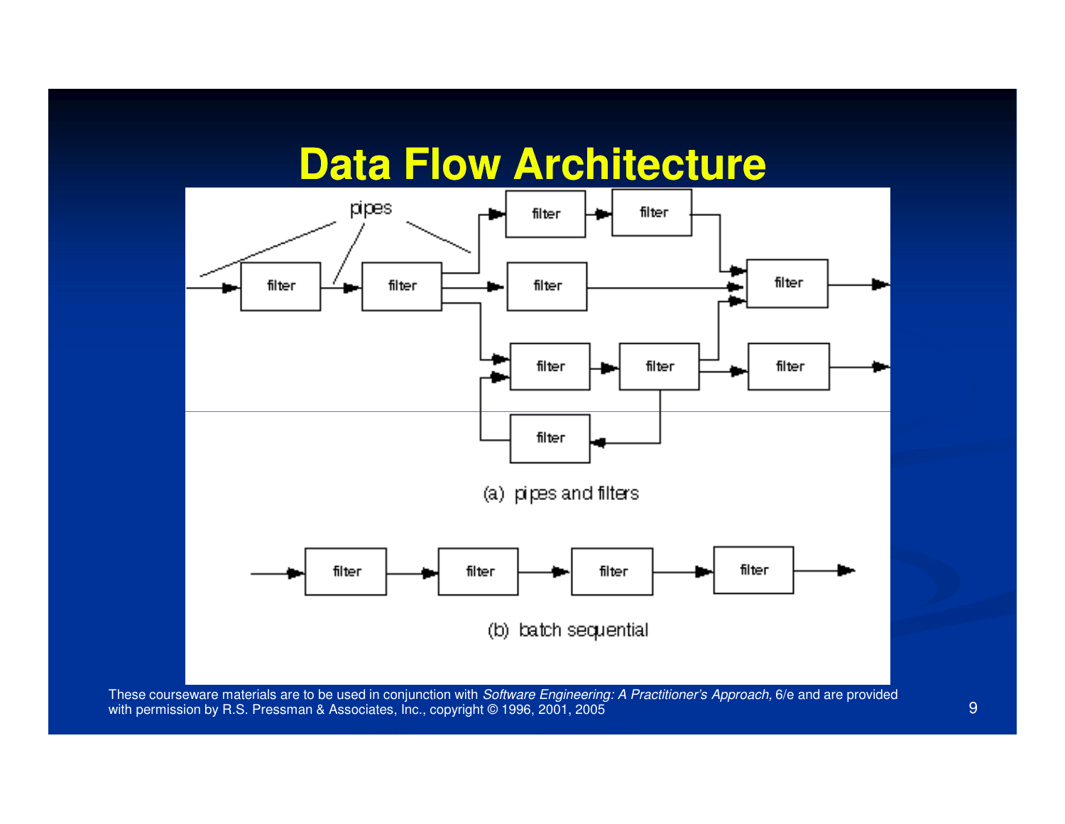# Data Flow Architecture

pipes

filter

(a) pipes and filters

(b) batch sequential

These courseware materials are to be used in conjunction with *Software Engineering: A Practitioner's Approach,* 6/e and are provided with permission by R.S. Pressman & Associates, Inc., copyright © 1996, 2001, 2005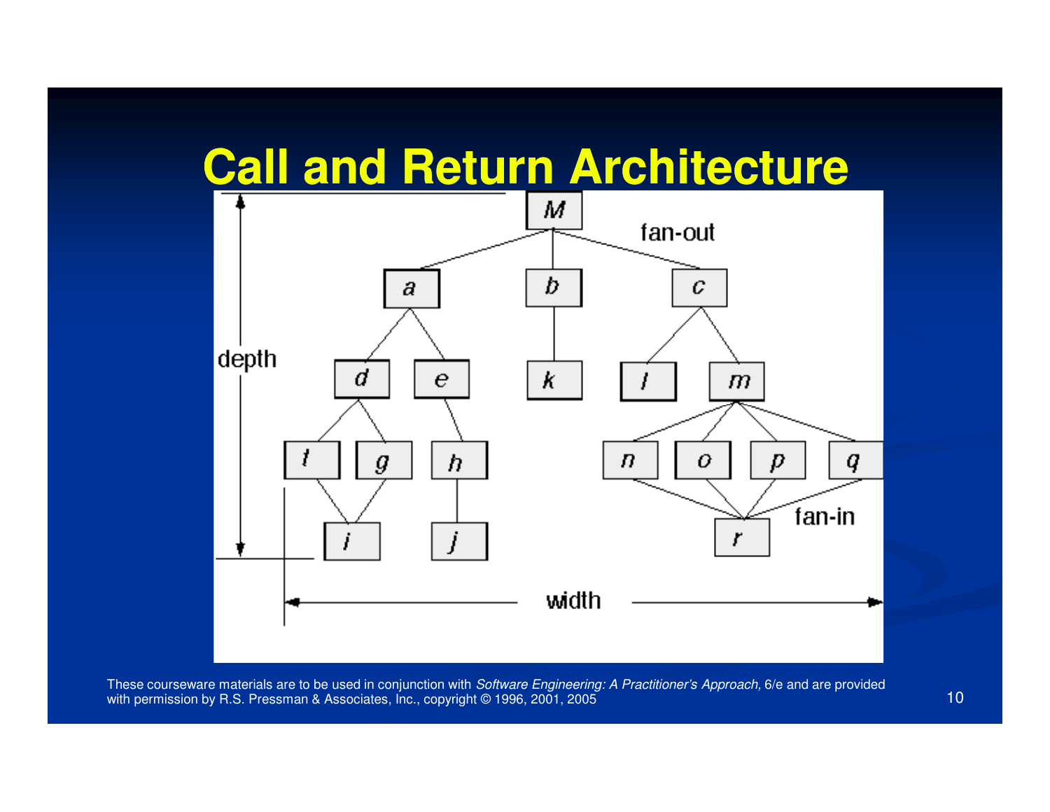# Call and Return Architecture

M

fan-out

a b c

depth

d e k l m

f g h n o p q

i j r

fan-in

width

These courseware materials are to be used in conjunction with *Software Engineering: A Practitioner's Approach,* 6/e and are provided with permission by R.S. Pressman & Associates, Inc., copyright © 1996, 2001, 2005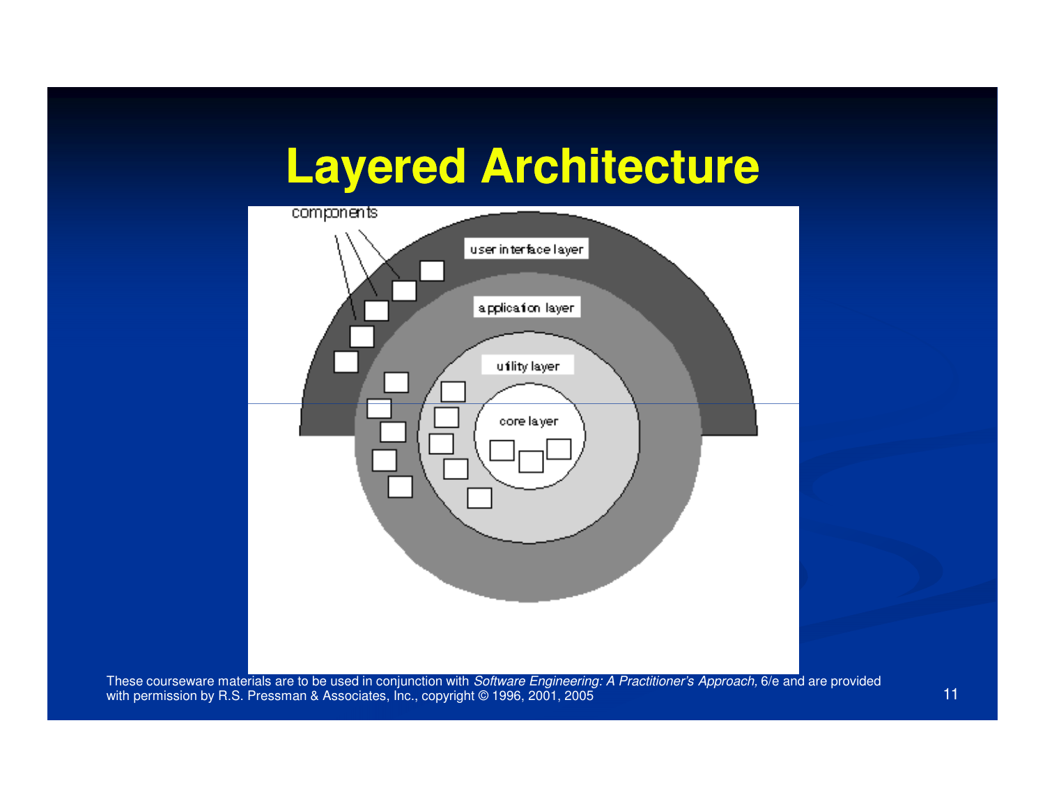# Layered Architecture

components

user interface layer

application layer

utility layer

core layer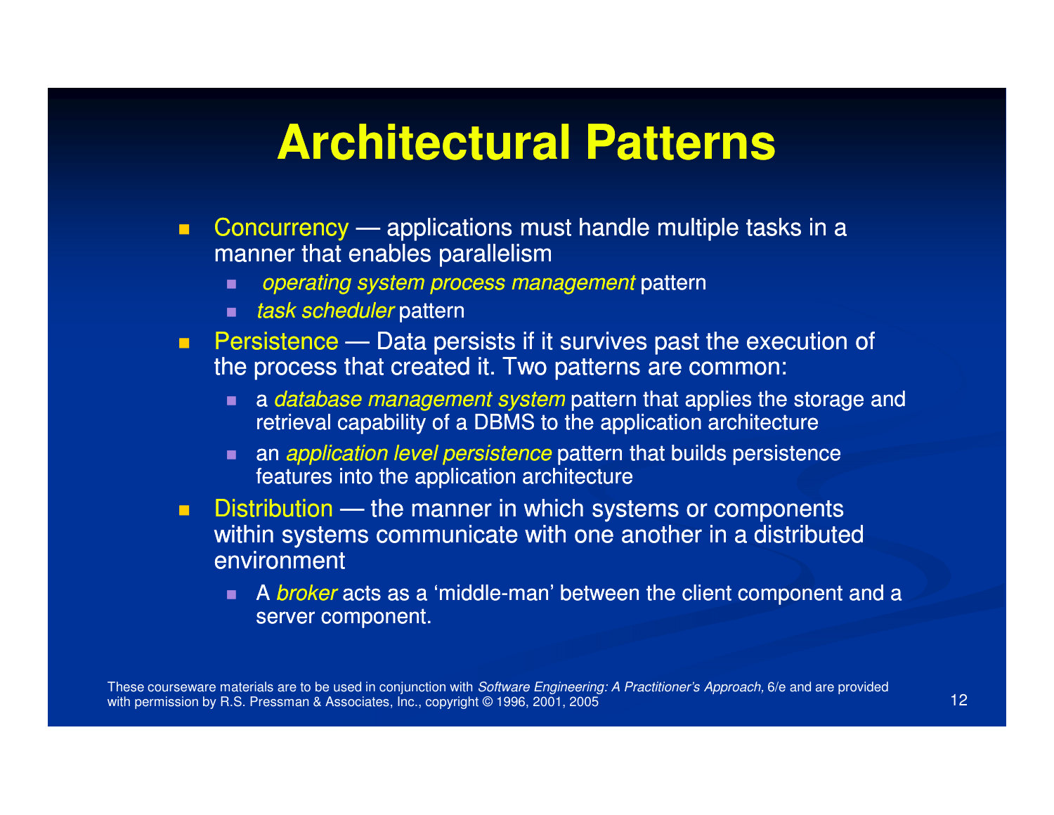# Architectural Patterns

- Concurrency — applications must handle multiple tasks in a manner that enables parallelism
  - *operating system process management* pattern
  - *task scheduler* pattern
- Persistence — Data persists if it survives past the execution of the process that created it. Two patterns are common:
  - a *database management system* pattern that applies the storage and retrieval capability of a DBMS to the application architecture
  - an *application level persistence* pattern that builds persistence features into the application architecture
- Distribution — the manner in which systems or components within systems communicate with one another in a distributed environment
  - A *broker* acts as a 'middle-man' between the client component and a server component.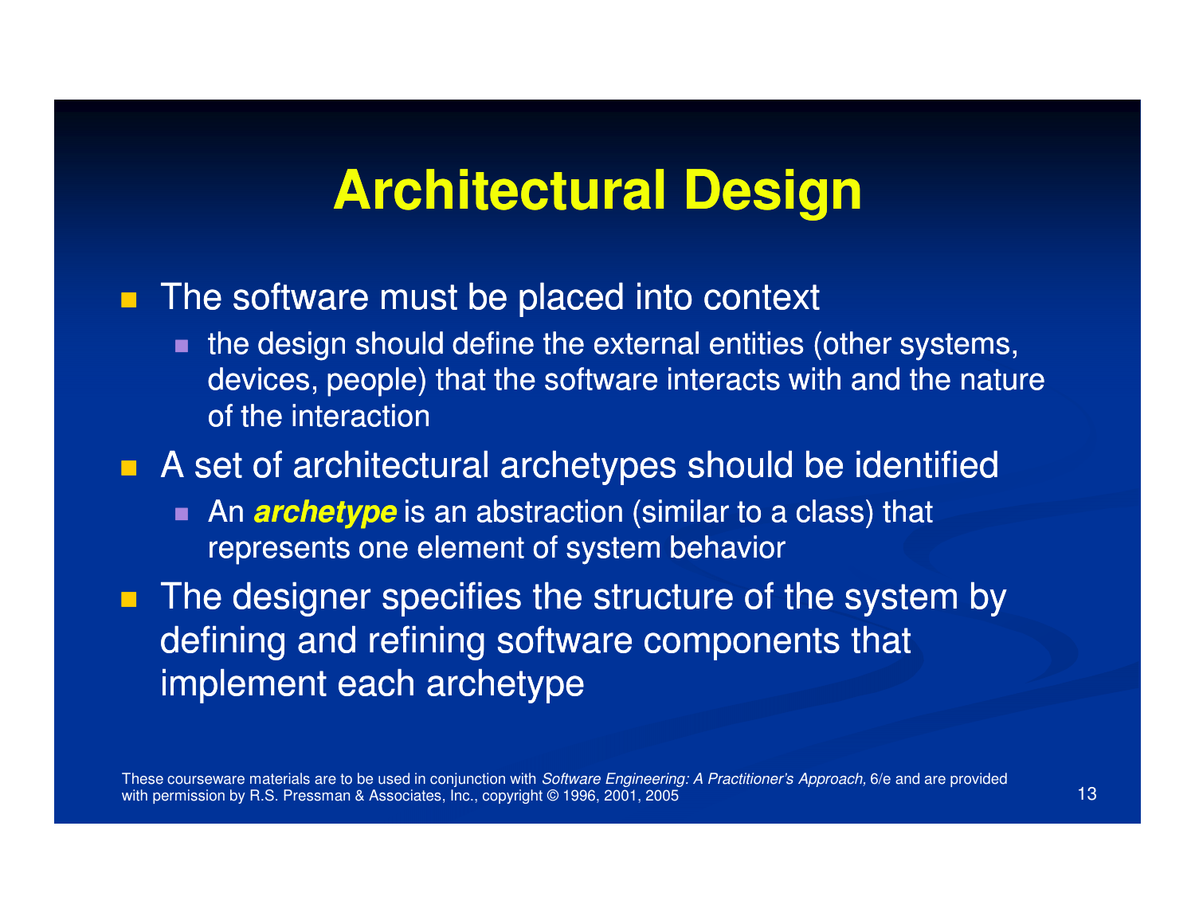# Architectural Design

- The software must be placed into context
  - the design should define the external entities (other systems, devices, people) that the software interacts with and the nature of the interaction
- A set of architectural archetypes should be identified
  - An ***archetype*** is an abstraction (similar to a class) that represents one element of system behavior
- The designer specifies the structure of the system by defining and refining software components that implement each archetype

These courseware materials are to be used in conjunction with *Software Engineering: A Practitioner's Approach,* 6/e and are provided with permission by R.S. Pressman & Associates, Inc., copyright © 1996, 2001, 2005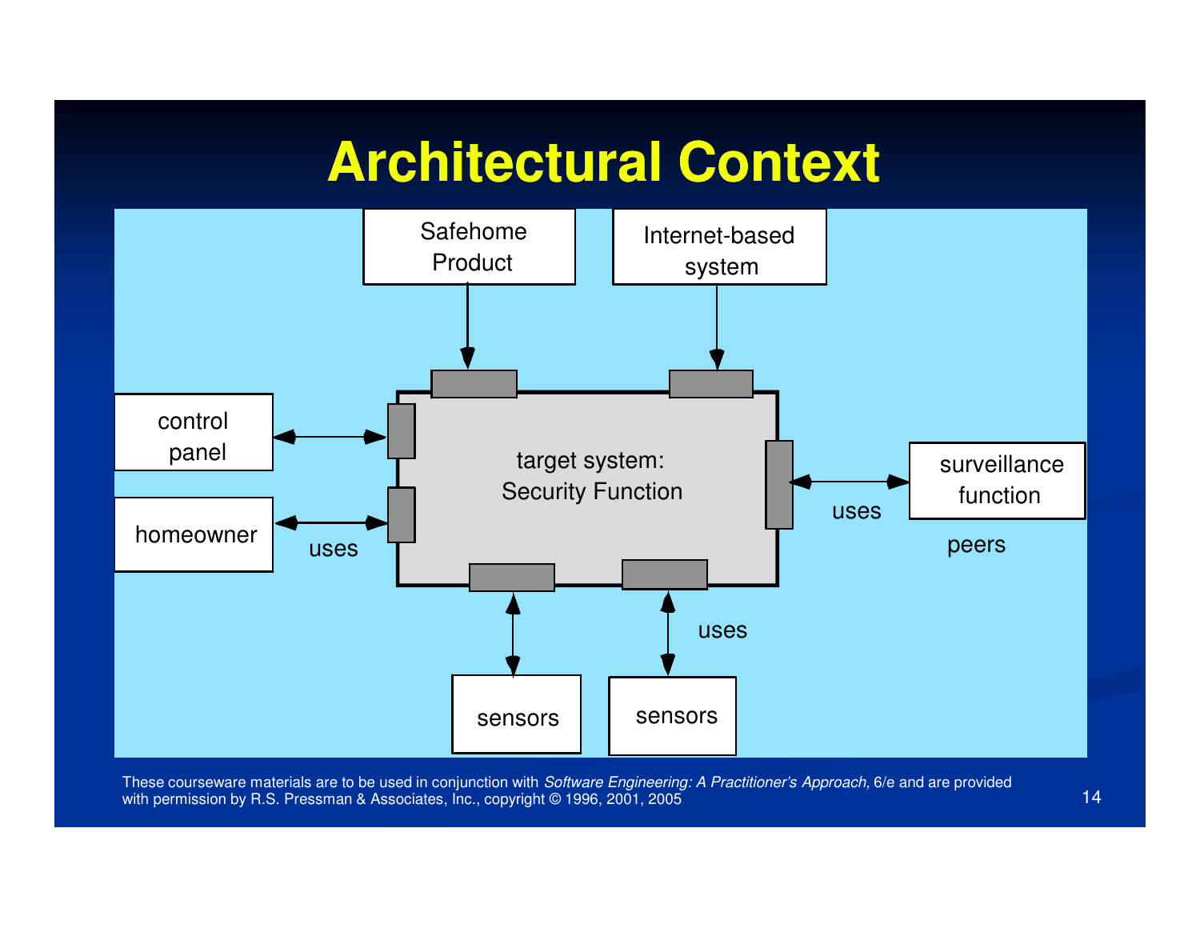# Architectural Context

Safehome Product

Internet-based system

control panel

homeowner

uses

target system: Security Function

uses

surveillance function

peers

uses

sensors

sensors

These courseware materials are to be used in conjunction with *Software Engineering: A Practitioner's Approach,* 6/e and are provided with permission by R.S. Pressman & Associates, Inc., copyright © 1996, 2001, 2005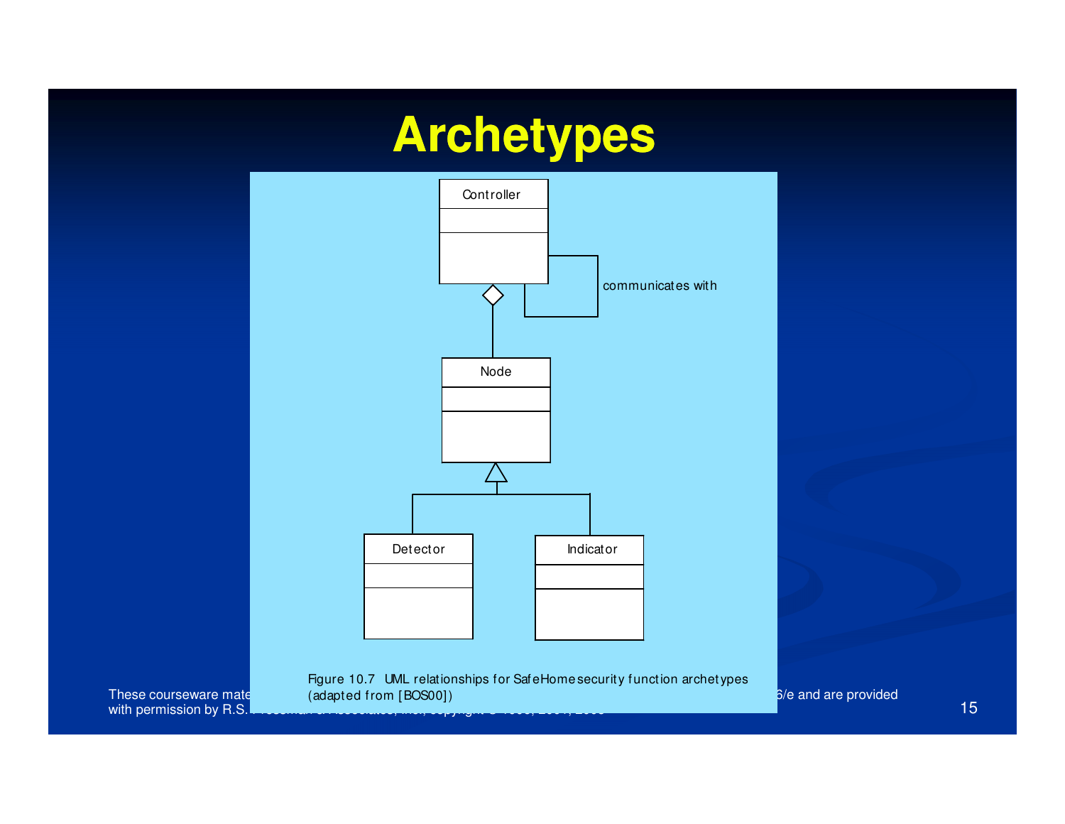# Archetypes

Controller

communicates with

Node

Detector

Indicator

Figure 10.7 UML relationships for SafeHome security function archetypes (adapted from [BOS00])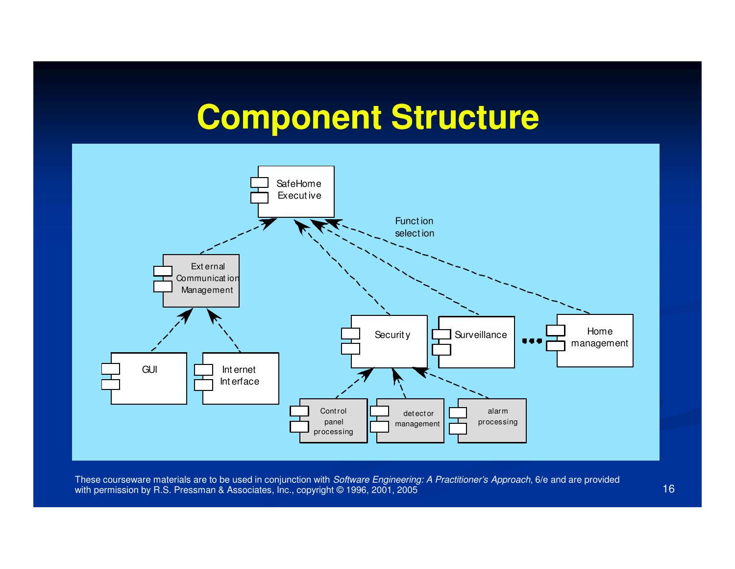# Component Structure

SafeHome Executive

Function selection

External Communication Management

GUI

Internet Interface

Security

Surveillance

Home management

Control panel processing

detector management

alarm processing

These courseware materials are to be used in conjunction with *Software Engineering: A Practitioner's Approach,* 6/e and are provided with permission by R.S. Pressman & Associates, Inc., copyright © 1996, 2001, 2005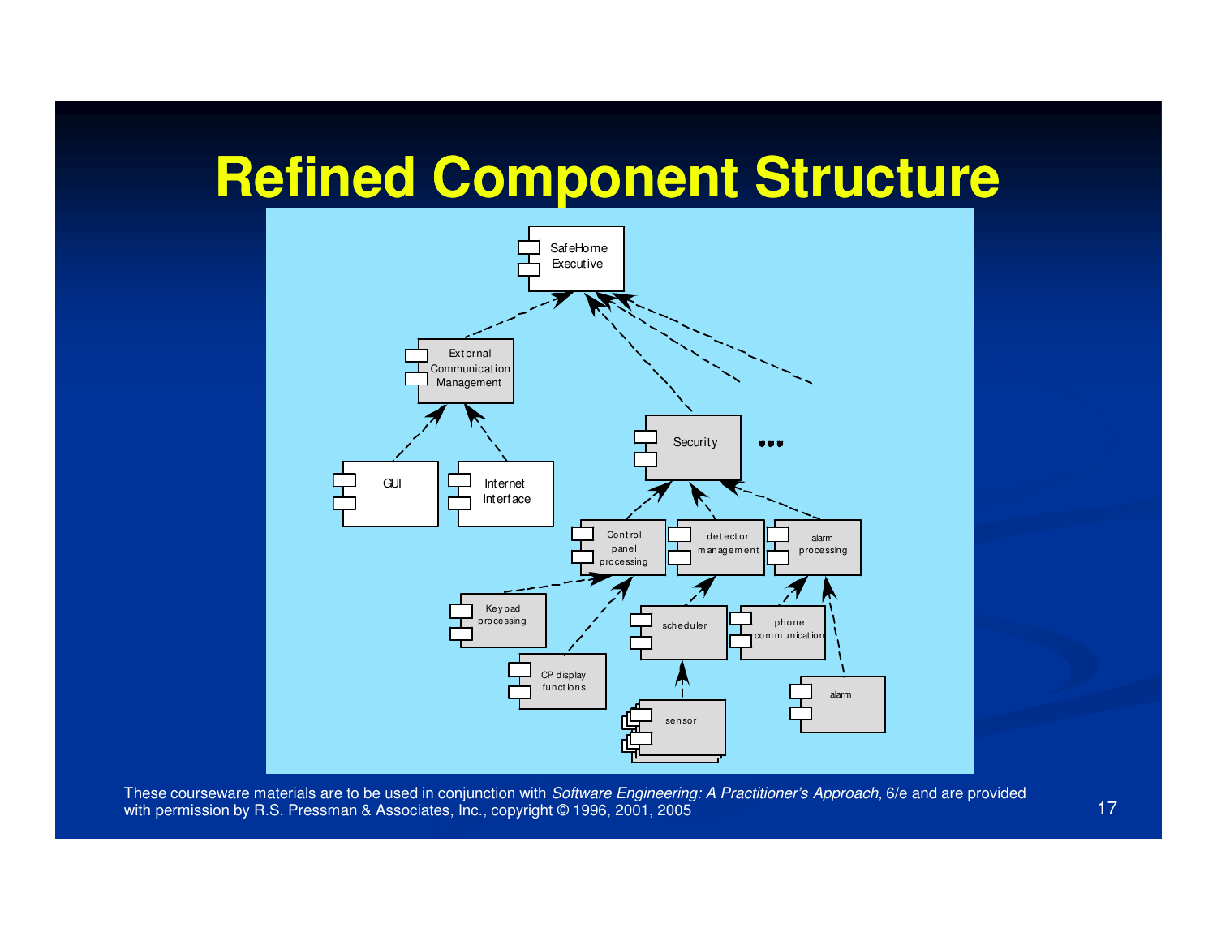# Refined Component Structure

SafeHome Executive

External Communication Management

GUI

Internet Interface

Security

Control panel processing

detector management

alarm processing

Keypad processing

CP display functions

scheduler

phone communication

alarm

sensor

These courseware materials are to be used in conjunction with *Software Engineering: A Practitioner's Approach,* 6/e and are provided with permission by R.S. Pressman & Associates, Inc., copyright © 1996, 2001, 2005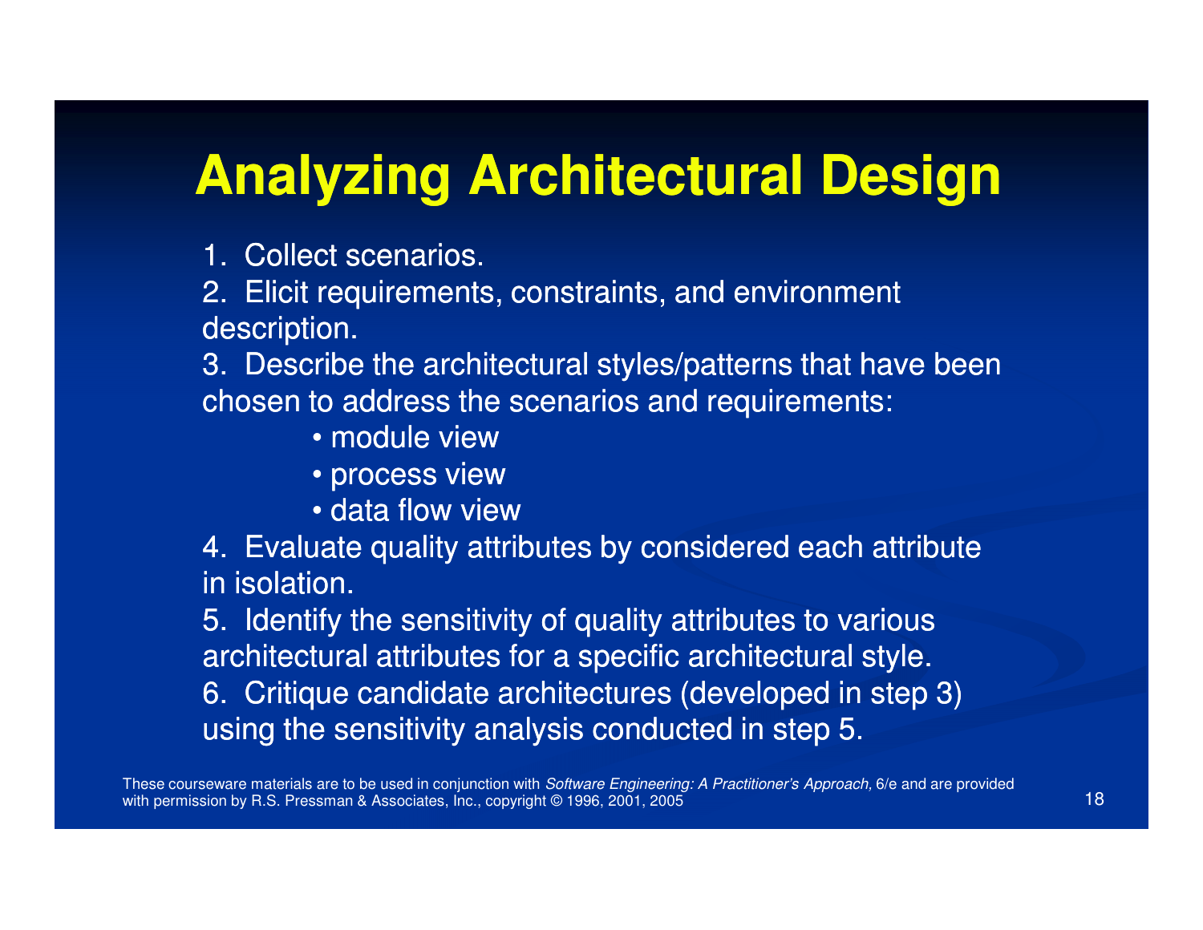# Analyzing Architectural Design

1. Collect scenarios.
2. Elicit requirements, constraints, and environment description.
3. Describe the architectural styles/patterns that have been chosen to address the scenarios and requirements:
    - module view
    - process view
    - data flow view
4. Evaluate quality attributes by considered each attribute in isolation.
5. Identify the sensitivity of quality attributes to various architectural attributes for a specific architectural style.
6. Critique candidate architectures (developed in step 3) using the sensitivity analysis conducted in step 5.

These courseware materials are to be used in conjunction with *Software Engineering: A Practitioner's Approach,* 6/e and are provided with permission by R.S. Pressman & Associates, Inc., copyright © 1996, 2001, 2005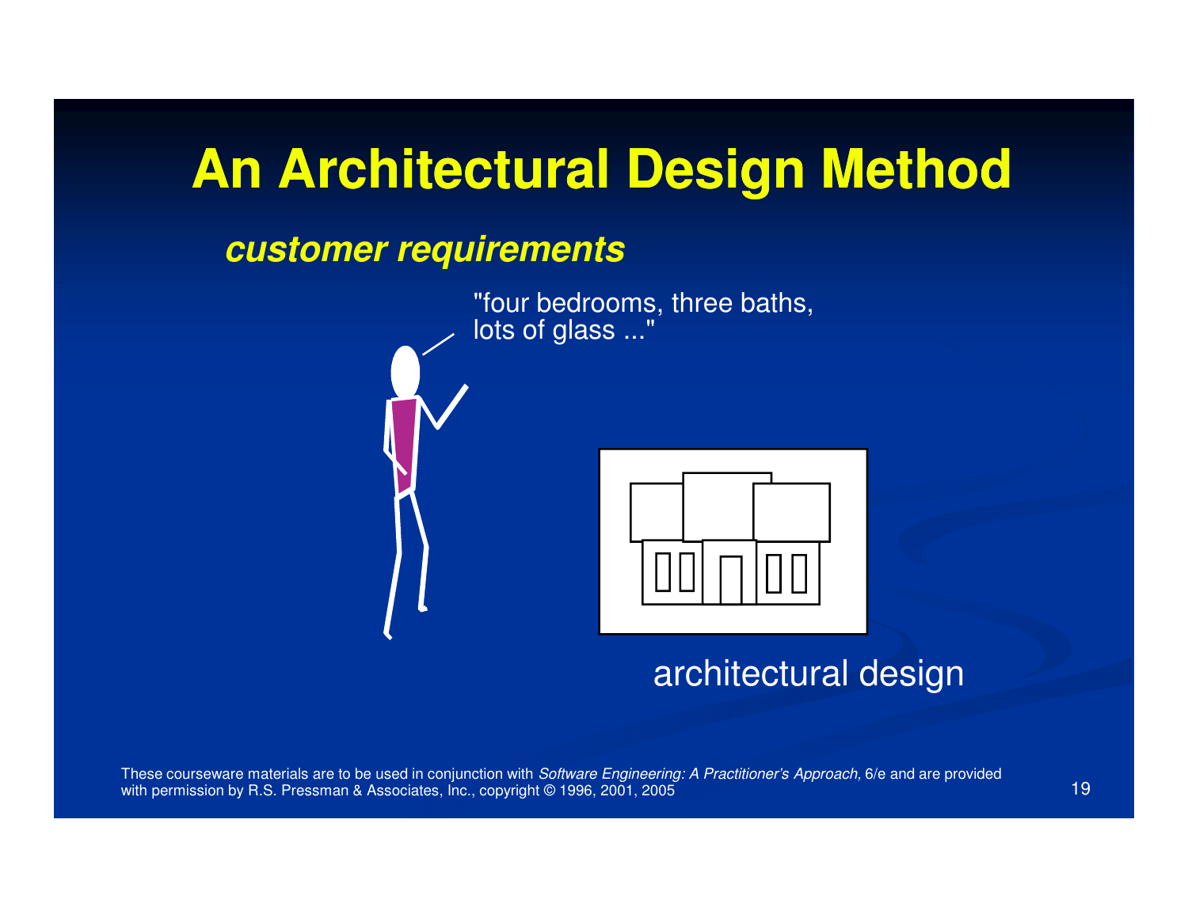# An Architectural Design Method

***customer requirements***

"four bedrooms, three baths, lots of glass ..."

architectural design

These courseware materials are to be used in conjunction with *Software Engineering: A Practitioner's Approach,* 6/e and are provided with permission by R.S. Pressman & Associates, Inc., copyright © 1996, 2001, 2005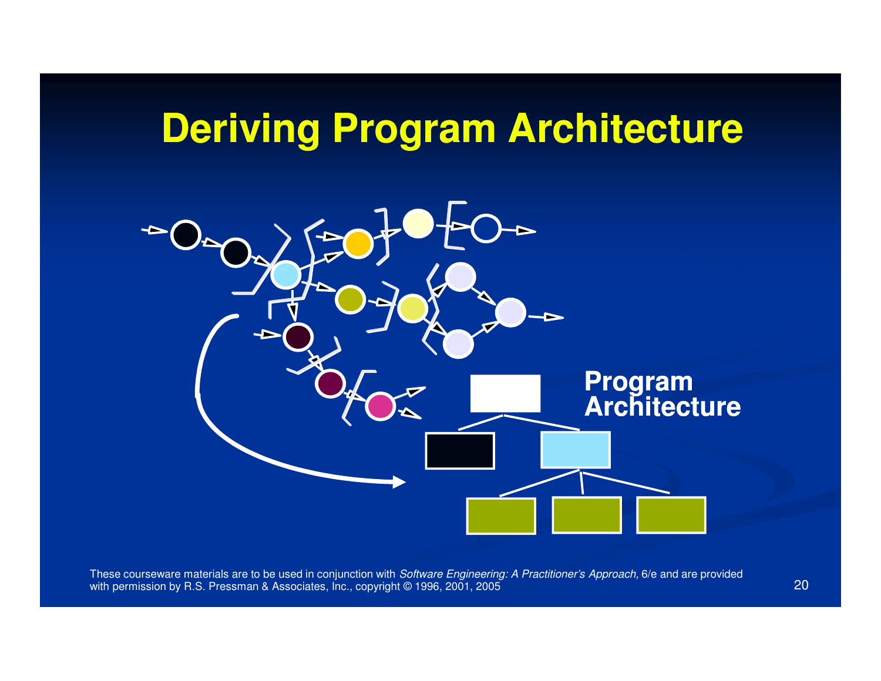# Deriving Program Architecture

Program Architecture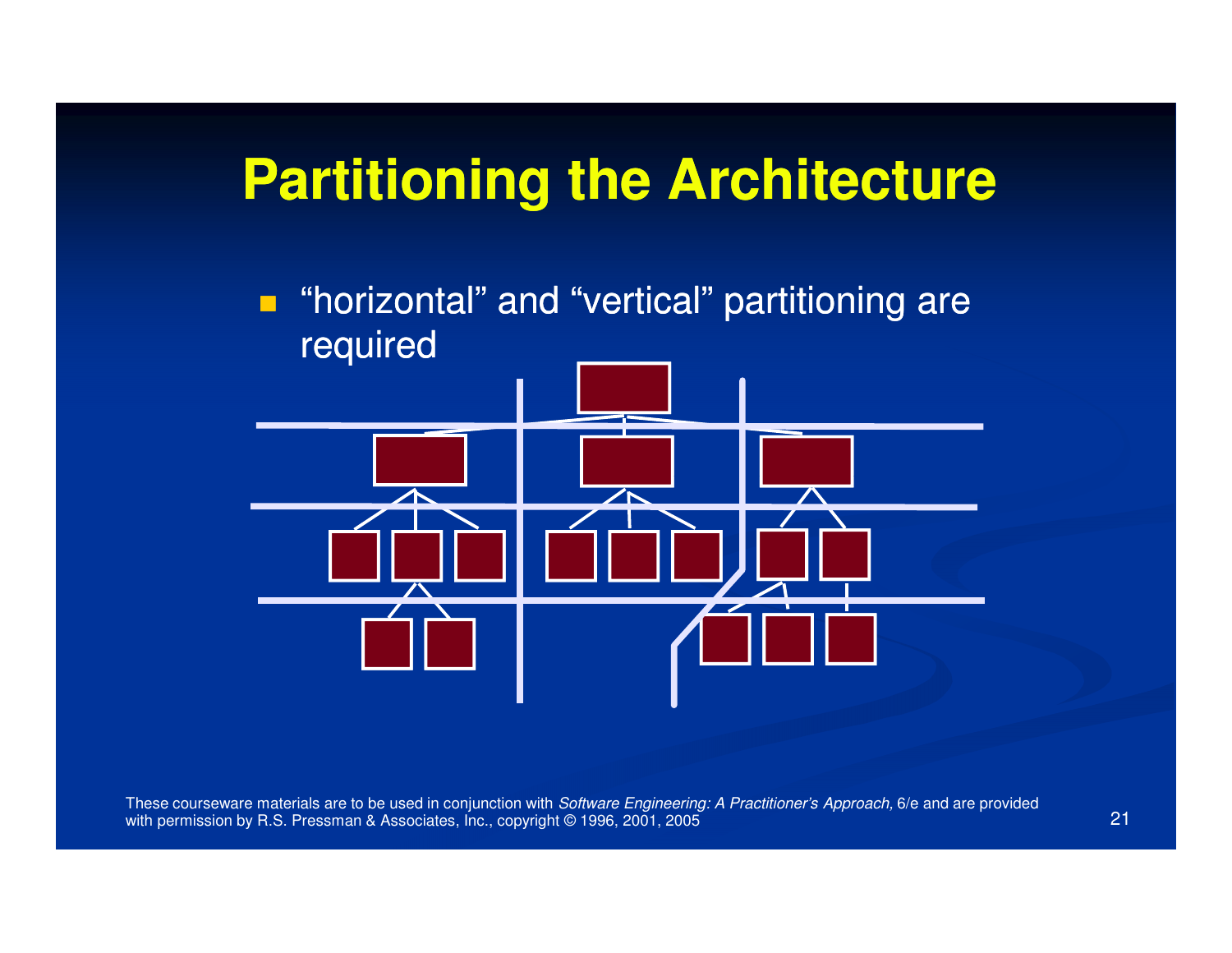# Partitioning the Architecture

- "horizontal" and "vertical" partitioning are required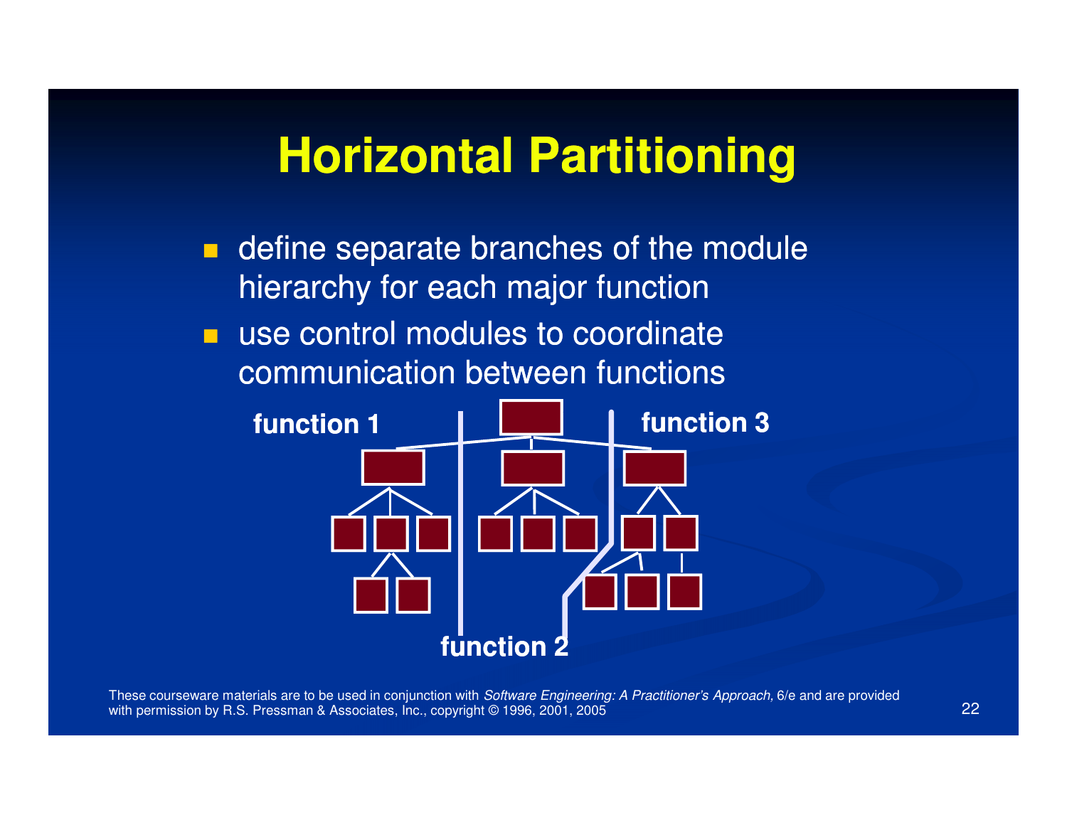# Horizontal Partitioning

- define separate branches of the module hierarchy for each major function
- use control modules to coordinate communication between functions

function 1

function 3

function 2

These courseware materials are to be used in conjunction with *Software Engineering: A Practitioner's Approach,* 6/e and are provided with permission by R.S. Pressman & Associates, Inc., copyright © 1996, 2001, 2005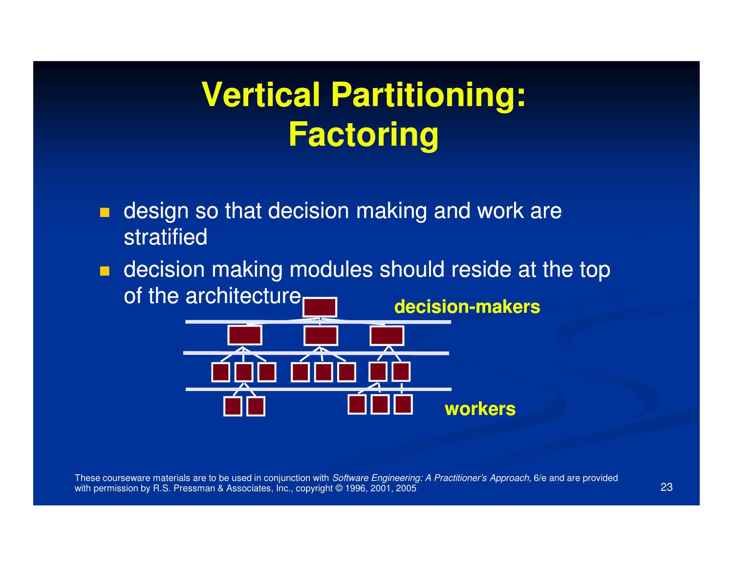# Vertical Partitioning: Factoring

- design so that decision making and work are stratified
- decision making modules should reside at the top of the architecture

decision-makers

workers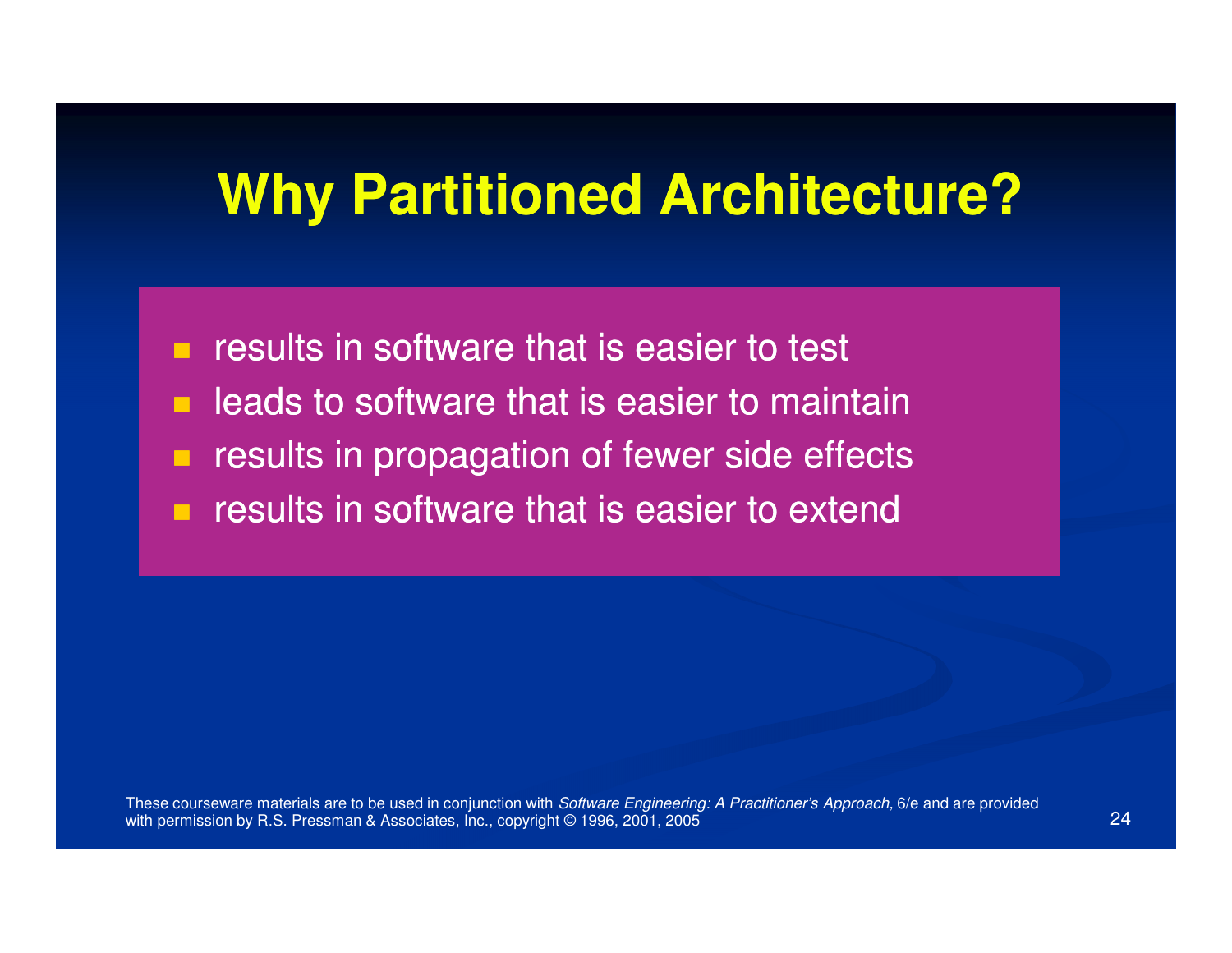# Why Partitioned Architecture?

- results in software that is easier to test
- leads to software that is easier to maintain
- results in propagation of fewer side effects
- results in software that is easier to extend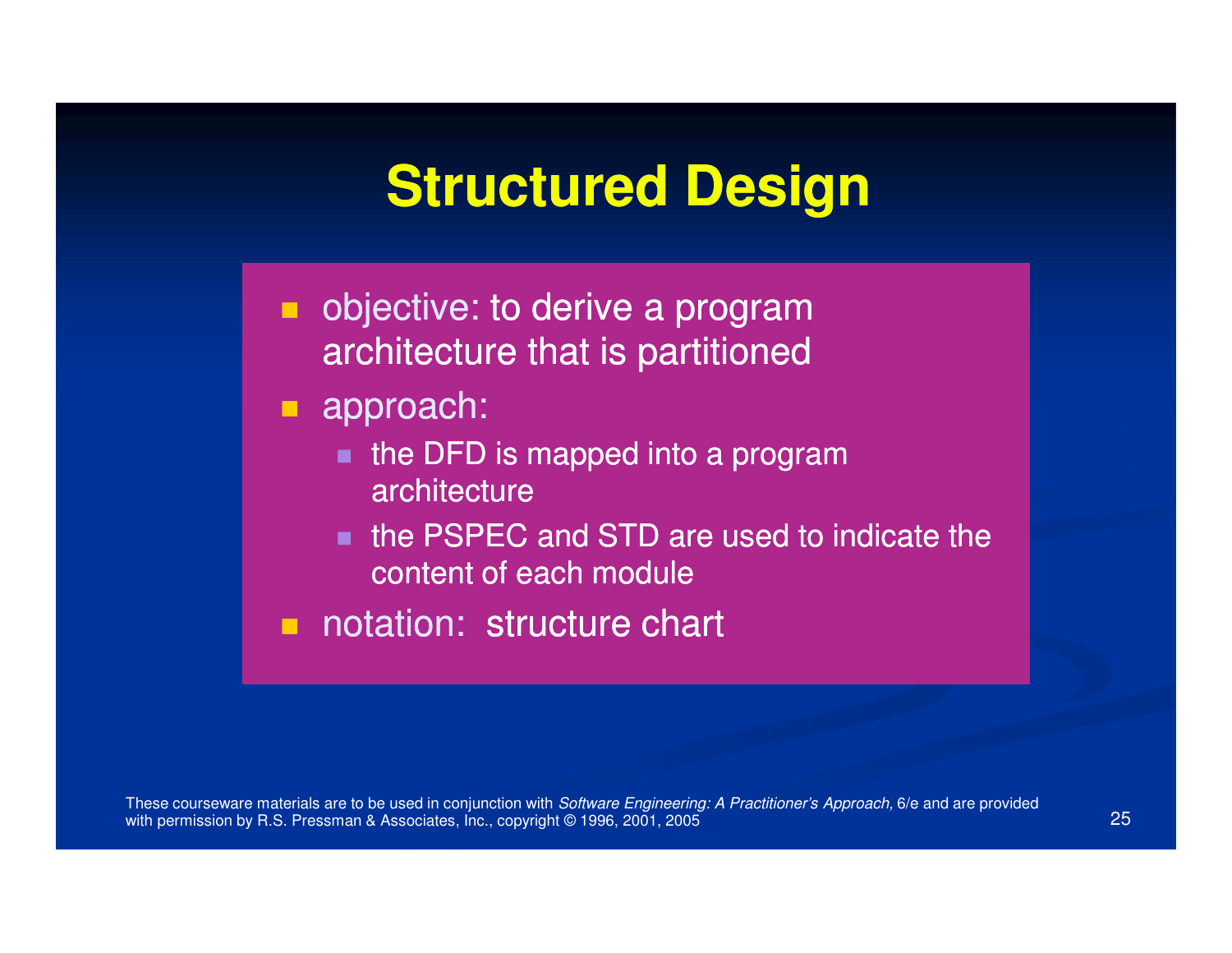# Structured Design

- objective: to derive a program architecture that is partitioned
- approach:
  - the DFD is mapped into a program architecture
  - the PSPEC and STD are used to indicate the content of each module
- notation: structure chart

These courseware materials are to be used in conjunction with *Software Engineering: A Practitioner's Approach,* 6/e and are provided with permission by R.S. Pressman & Associates, Inc., copyright © 1996, 2001, 2005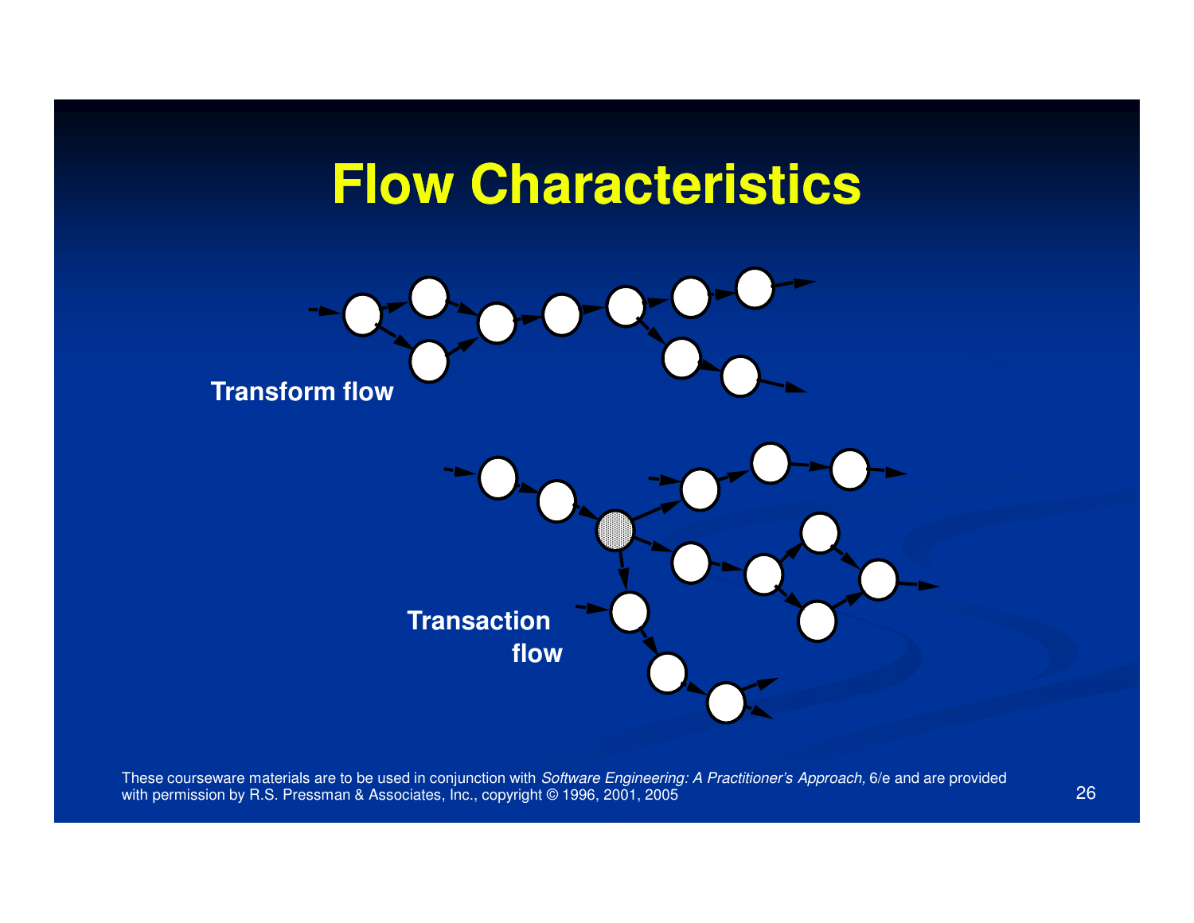# Flow Characteristics

Transform flow

Transaction flow

These courseware materials are to be used in conjunction with *Software Engineering: A Practitioner's Approach,* 6/e and are provided with permission by R.S. Pressman & Associates, Inc., copyright © 1996, 2001, 2005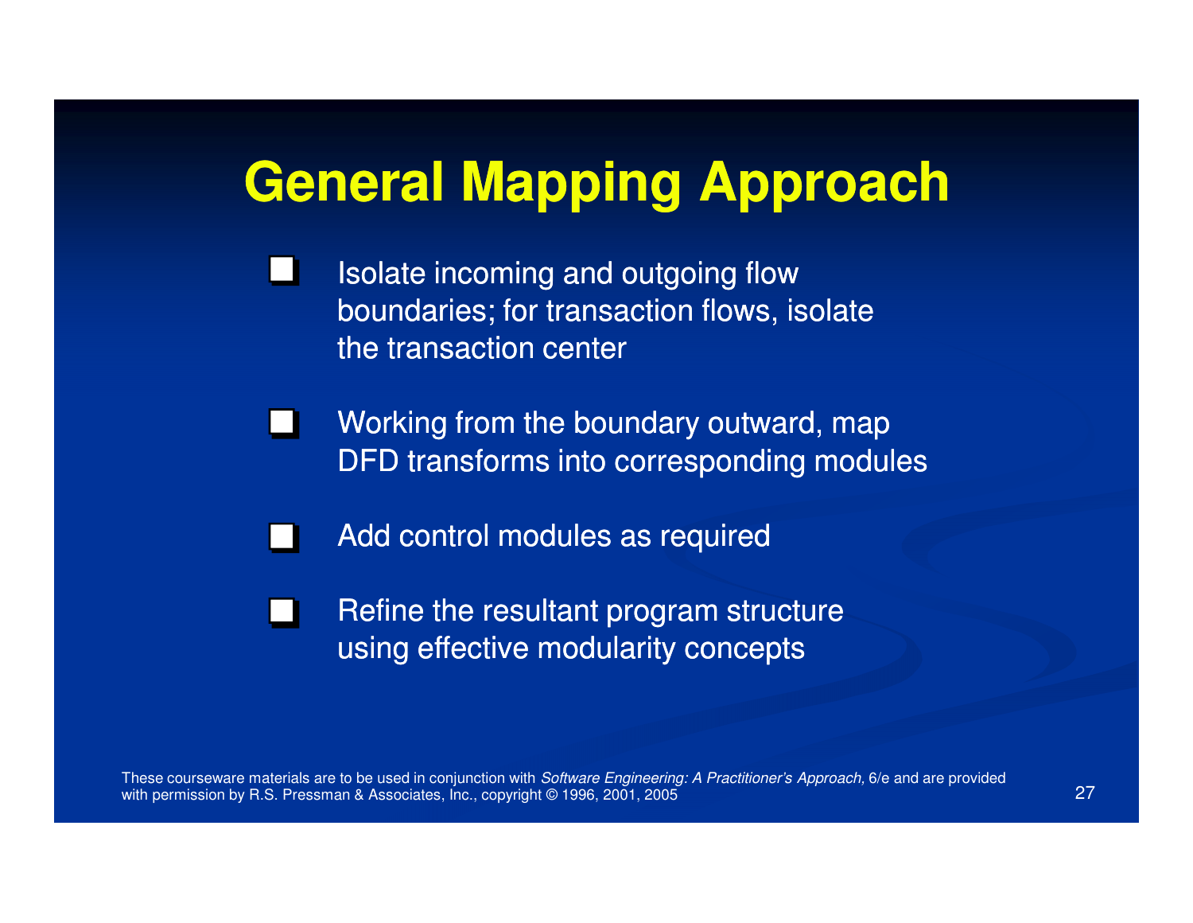# General Mapping Approach

- Isolate incoming and outgoing flow boundaries; for transaction flows, isolate the transaction center
- Working from the boundary outward, map DFD transforms into corresponding modules
- Add control modules as required
- Refine the resultant program structure using effective modularity concepts

These courseware materials are to be used in conjunction with *Software Engineering: A Practitioner's Approach,* 6/e and are provided with permission by R.S. Pressman & Associates, Inc., copyright © 1996, 2001, 2005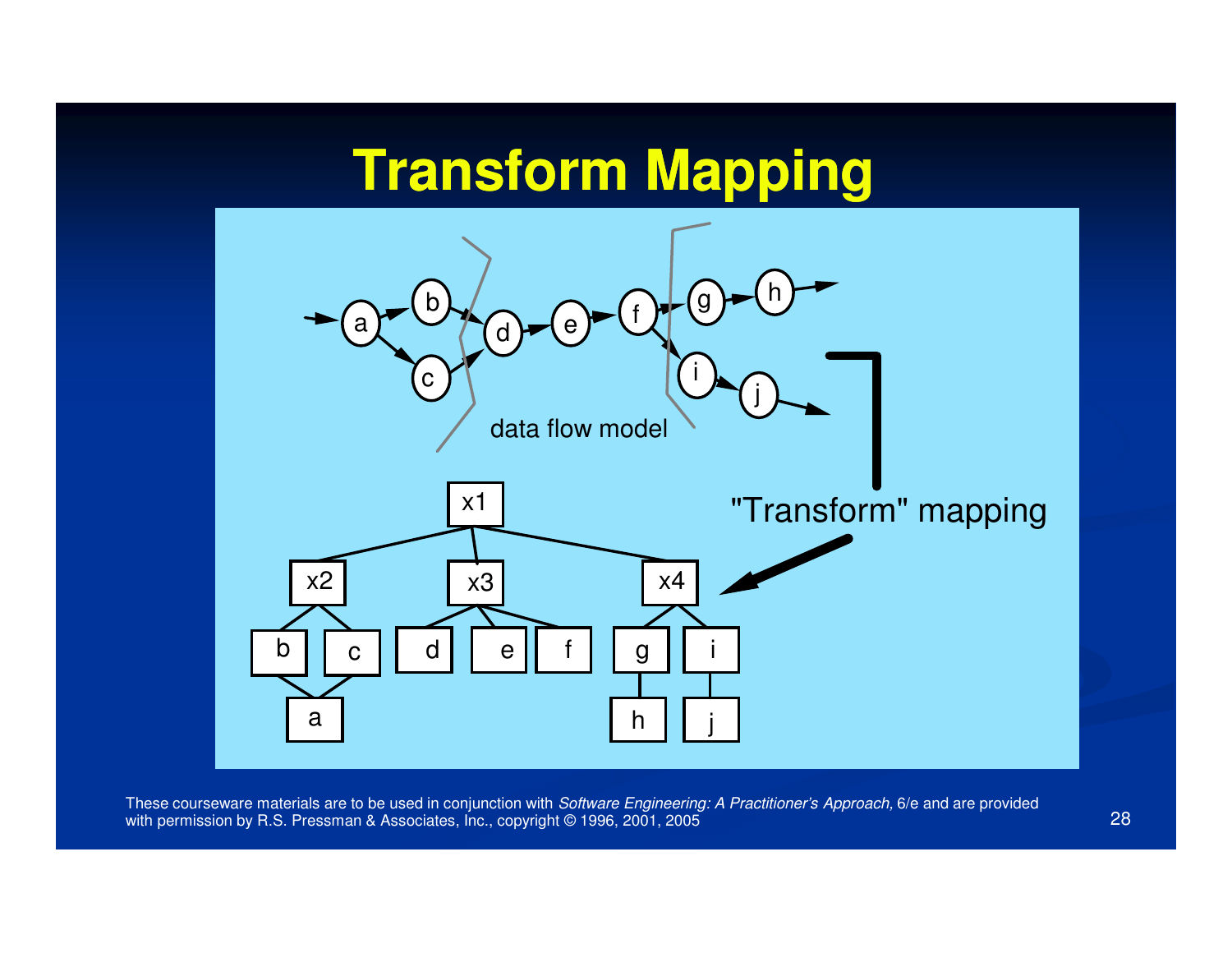# Transform Mapping

data flow model

"Transform" mapping

These courseware materials are to be used in conjunction with *Software Engineering: A Practitioner's Approach,* 6/e and are provided with permission by R.S. Pressman & Associates, Inc., copyright © 1996, 2001, 2005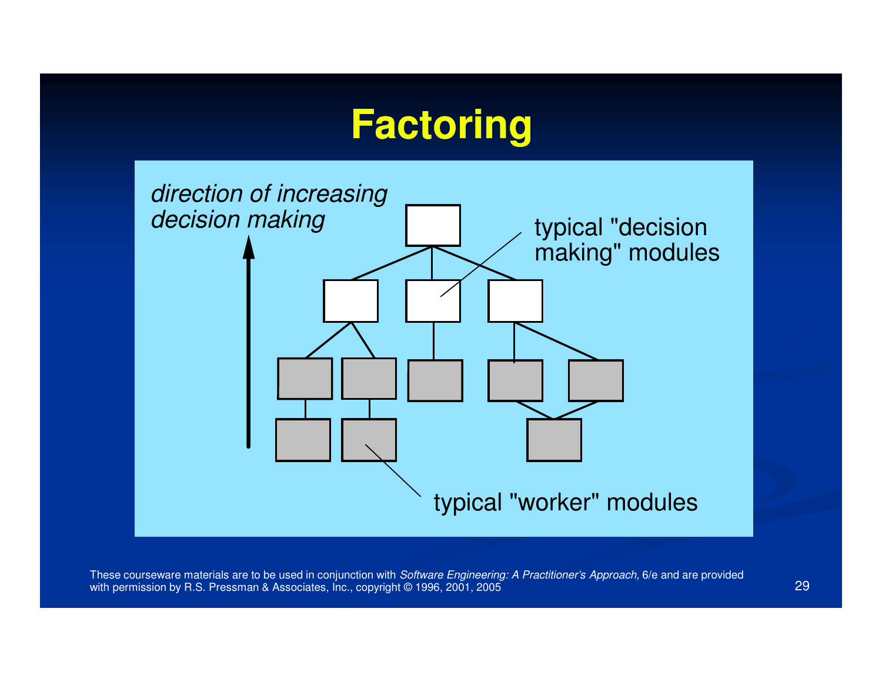# Factoring

*direction of increasing decision making*

typical "decision making" modules

typical "worker" modules

These courseware materials are to be used in conjunction with *Software Engineering: A Practitioner's Approach,* 6/e and are provided with permission by R.S. Pressman & Associates, Inc., copyright © 1996, 2001, 2005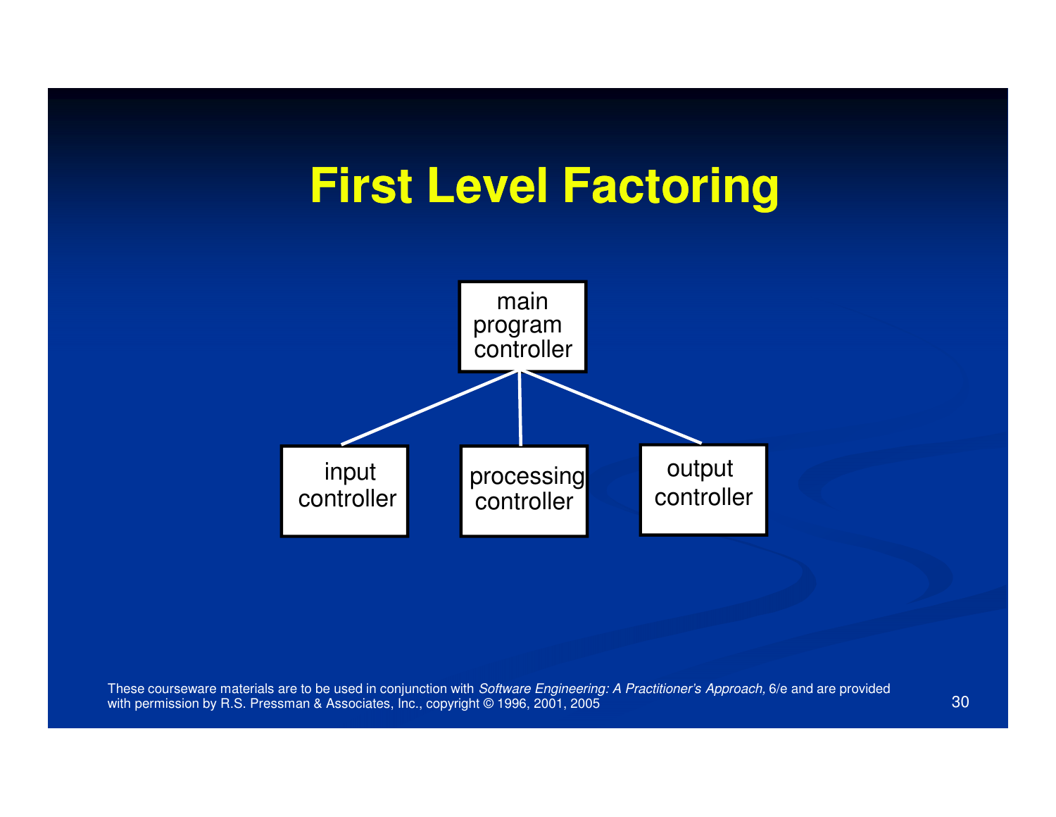# First Level Factoring

main program controller

input controller

processing controller

output controller

These courseware materials are to be used in conjunction with *Software Engineering: A Practitioner's Approach,* 6/e and are provided with permission by R.S. Pressman & Associates, Inc., copyright © 1996, 2001, 2005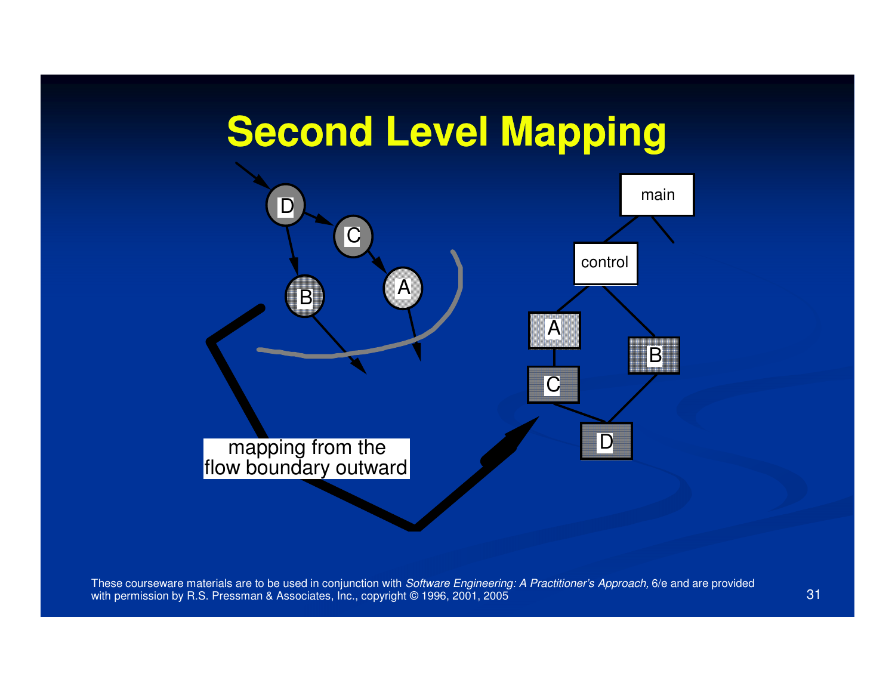# Second Level Mapping

D

C

B

A

main

control

A

C

B

D

mapping from the flow boundary outward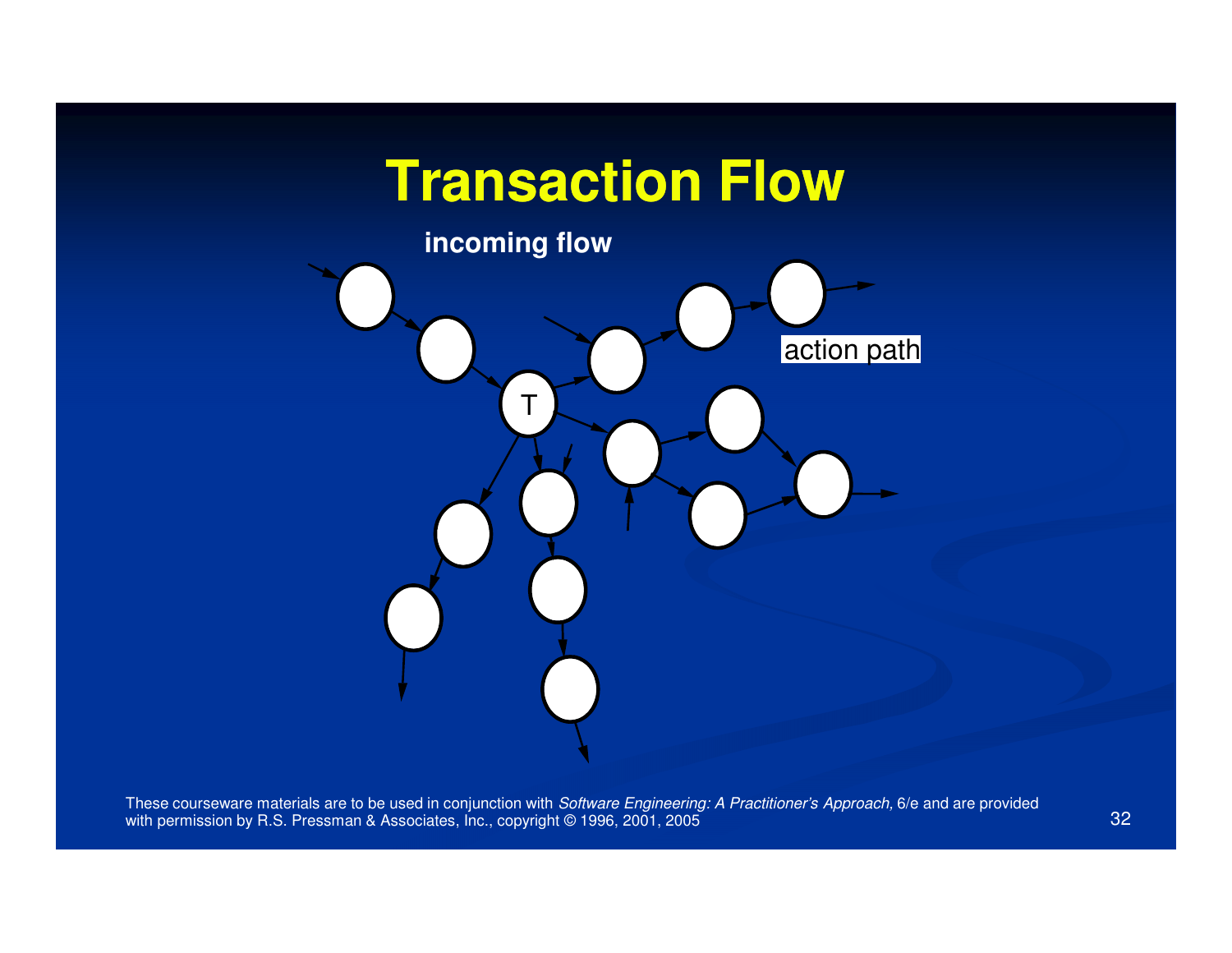# Transaction Flow

incoming flow

T

action path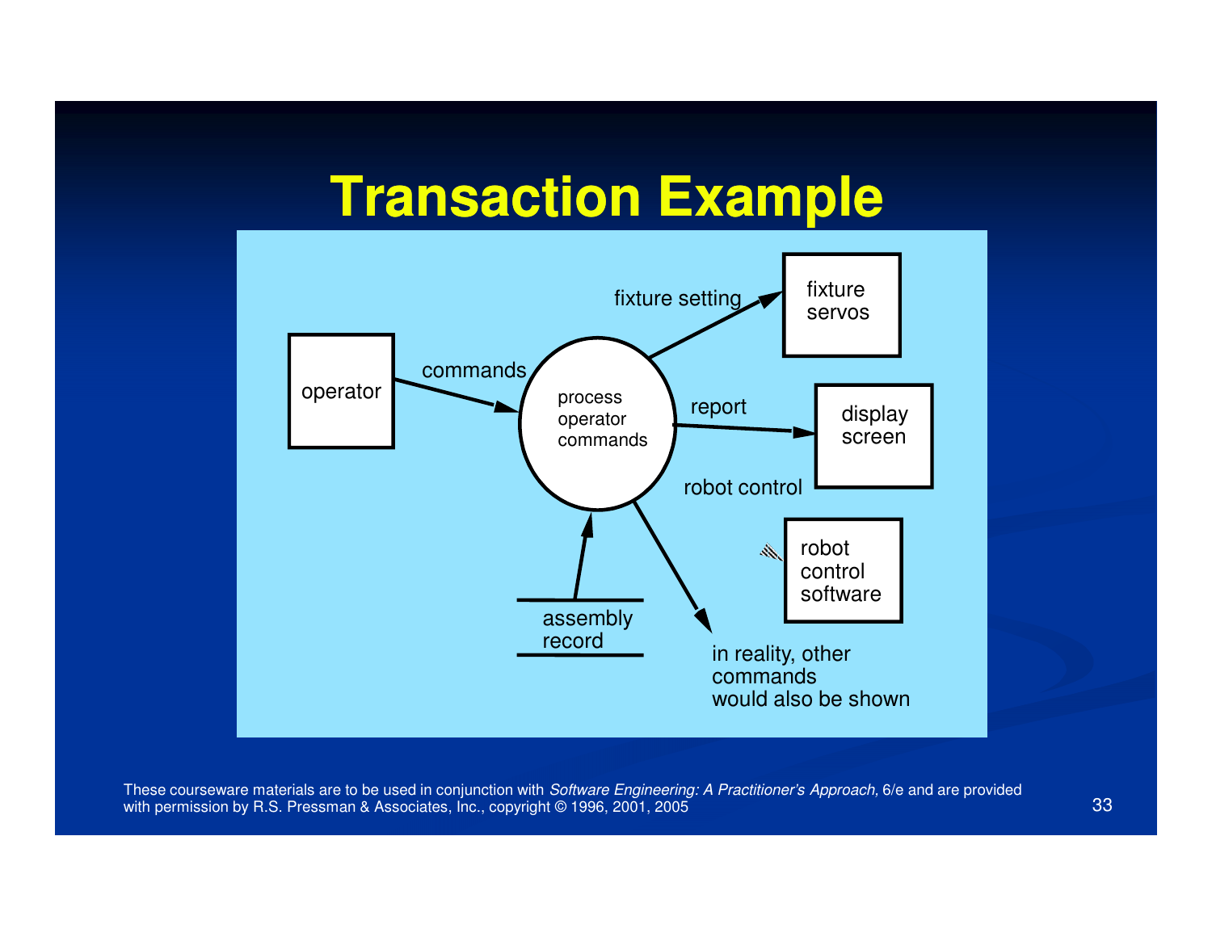# Transaction Example

operator

commands

process operator commands

fixture setting

fixture servos

report

display screen

robot control

robot control software

assembly record

in reality, other commands would also be shown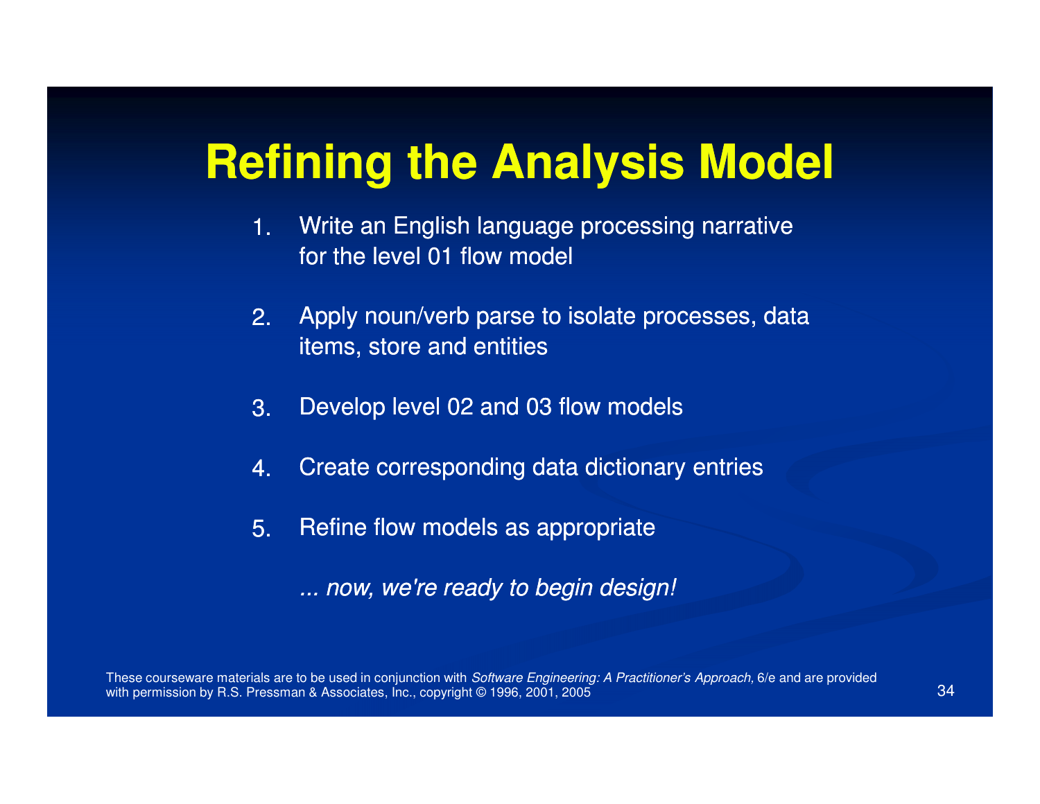# Refining the Analysis Model

1. Write an English language processing narrative for the level 01 flow model
2. Apply noun/verb parse to isolate processes, data items, store and entities
3. Develop level 02 and 03 flow models
4. Create corresponding data dictionary entries
5. Refine flow models as appropriate

*... now, we're ready to begin design!*

These courseware materials are to be used in conjunction with *Software Engineering: A Practitioner's Approach,* 6/e and are provided with permission by R.S. Pressman & Associates, Inc., copyright © 1996, 2001, 2005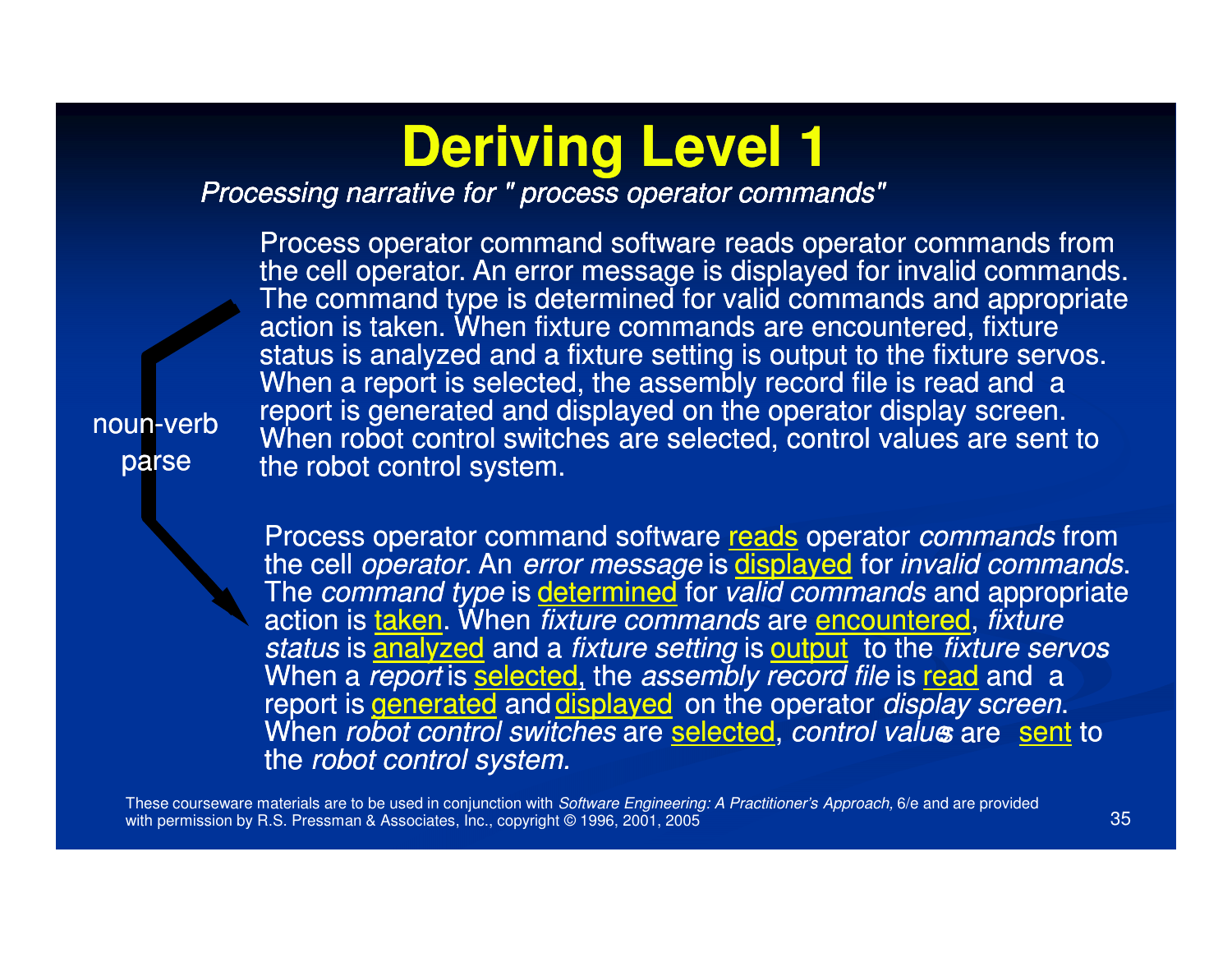# Deriving Level 1

*Processing narrative for " process operator commands"*

Process operator command software reads operator commands from the cell operator. An error message is displayed for invalid commands. The command type is determined for valid commands and appropriate action is taken. When fixture commands are encountered, fixture status is analyzed and a fixture setting is output to the fixture servos. When a report is selected, the assembly record file is read and a report is generated and displayed on the operator display screen. When robot control switches are selected, control values are sent to the robot control system.

noun-verb parse

Process operator command software <u>reads</u> operator *commands* from the cell *operator*. An *error message* is <u>displayed</u> for *invalid commands*. The *command type* is <u>determined</u> for *valid commands* and appropriate action is <u>taken</u>. When *fixture commands* are <u>encountered</u>, *fixture status* is <u>analyzed</u> and a *fixture setting* is <u>output</u> to the *fixture servos* When a *report* is <u>selected</u>, the *assembly record file* is <u>read</u> and a report is <u>generated</u> and <u>displayed</u> on the operator *display screen*. When *robot control switches* are <u>selected</u>, *control values* are <u>sent</u> to the *robot control system.*

These courseware materials are to be used in conjunction with *Software Engineering: A Practitioner's Approach,* 6/e and are provided with permission by R.S. Pressman & Associates, Inc., copyright © 1996, 2001, 2005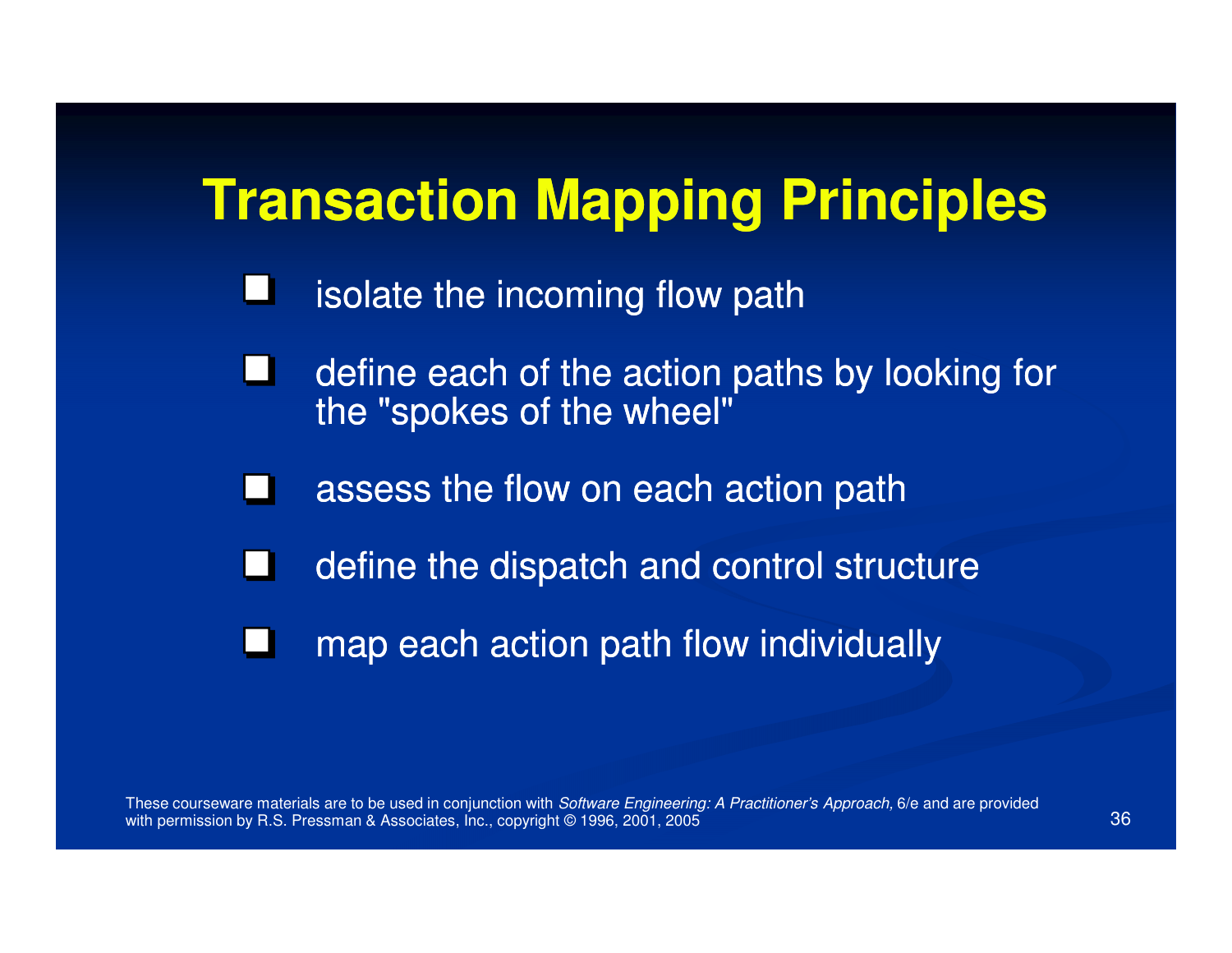# Transaction Mapping Principles

- isolate the incoming flow path
- define each of the action paths by looking for the "spokes of the wheel"
- assess the flow on each action path
- define the dispatch and control structure
- map each action path flow individually

These courseware materials are to be used in conjunction with *Software Engineering: A Practitioner's Approach,* 6/e and are provided with permission by R.S. Pressman & Associates, Inc., copyright © 1996, 2001, 2005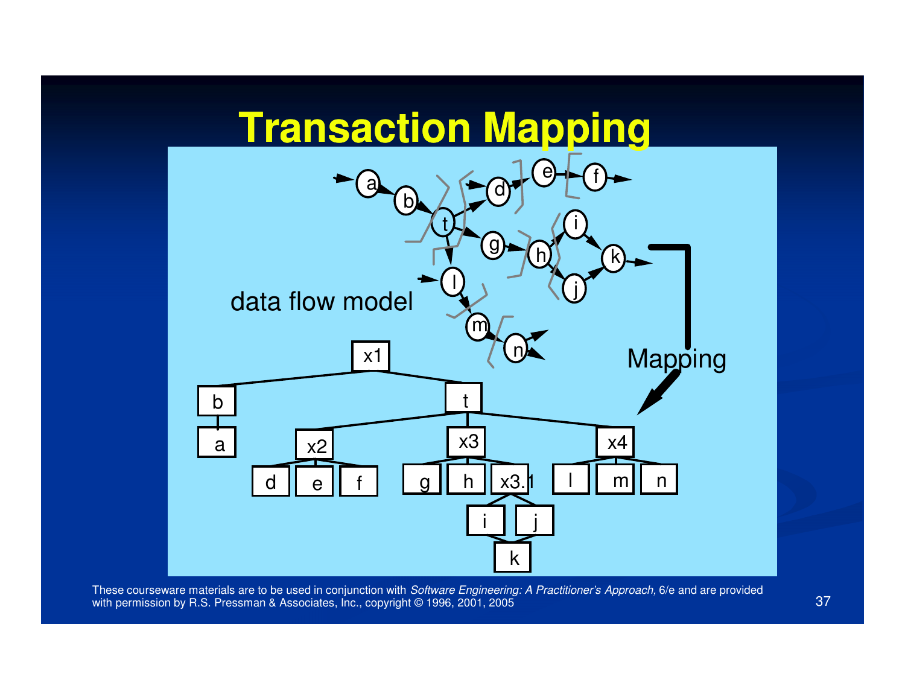# Transaction Mapping

data flow model

Mapping

x1
- b
  - a
- t
  - x2
    - d
    - e
    - f
  - x3
    - g
    - h
    - x3.1
      - i
      - j
        - k
  - x4
    - l
    - m
    - n

These courseware materials are to be used in conjunction with *Software Engineering: A Practitioner's Approach,* 6/e and are provided with permission by R.S. Pressman & Associates, Inc., copyright © 1996, 2001, 2005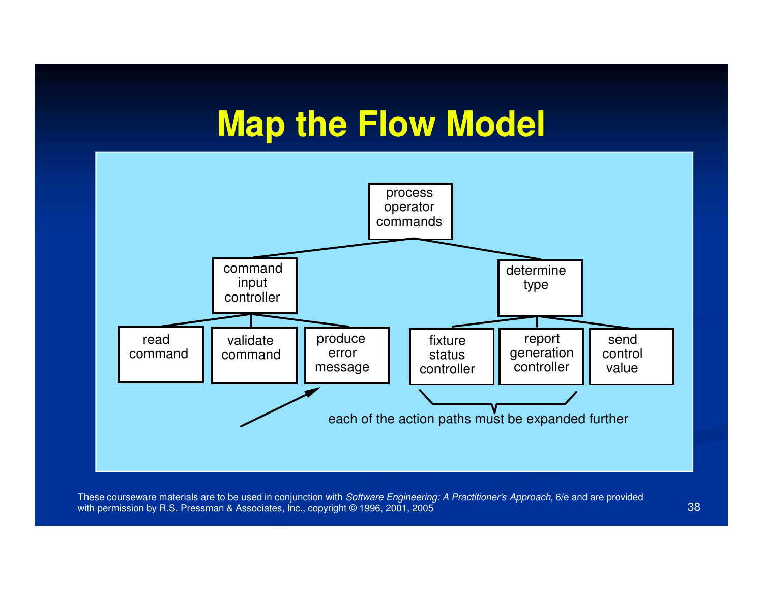# Map the Flow Model

process operator commands

command input controller

read command

validate command

produce error message

determine type

fixture status controller

report generation controller

send control value

each of the action paths must be expanded further

These courseware materials are to be used in conjunction with *Software Engineering: A Practitioner's Approach,* 6/e and are provided with permission by R.S. Pressman & Associates, Inc., copyright © 1996, 2001, 2005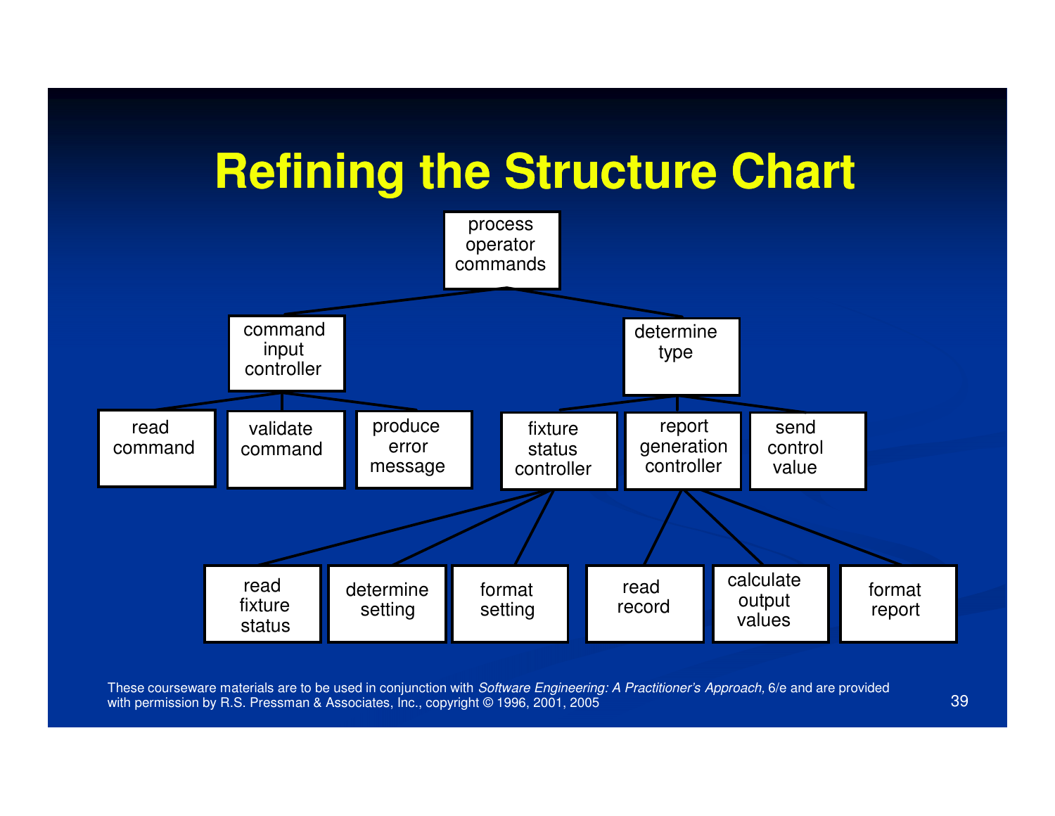# Refining the Structure Chart

process operator commands

command input controller

determine type

read command

validate command

produce error message

fixture status controller

report generation controller

send control value

read fixture status

determine setting

format setting

read record

calculate output values

format report

These courseware materials are to be used in conjunction with *Software Engineering: A Practitioner's Approach,* 6/e and are provided with permission by R.S. Pressman & Associates, Inc., copyright © 1996, 2001, 2005